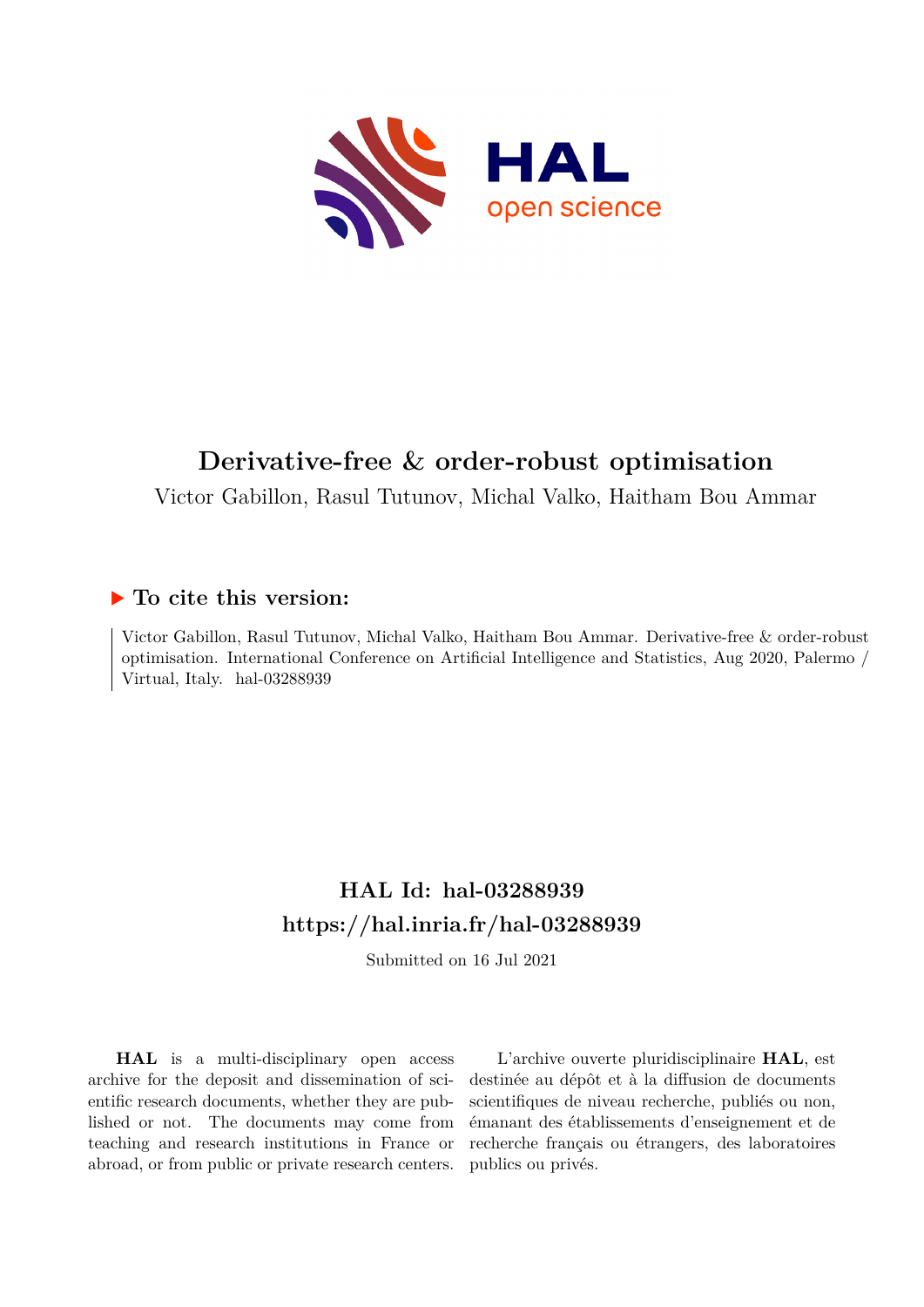# Derivative-free & order-robust optimisation

Victor Gabillon, Rasul Tutunov, Michal Valko, Haitham Bou Ammar

## ▶ To cite this version:

Victor Gabillon, Rasul Tutunov, Michal Valko, Haitham Bou Ammar. Derivative-free & order-robust optimisation. International Conference on Artificial Intelligence and Statistics, Aug 2020, Palermo / Virtual, Italy. hal-03288939

## HAL Id: hal-03288939
## https://hal.inria.fr/hal-03288939

Submitted on 16 Jul 2021

**HAL** is a multi-disciplinary open access archive for the deposit and dissemination of scientific research documents, whether they are published or not. The documents may come from teaching and research institutions in France or abroad, or from public or private research centers.

L'archive ouverte pluridisciplinaire **HAL**, est destinée au dépôt et à la diffusion de documents scientifiques de niveau recherche, publiés ou non, émanant des établissements d'enseignement et de recherche français ou étrangers, des laboratoires publics ou privés.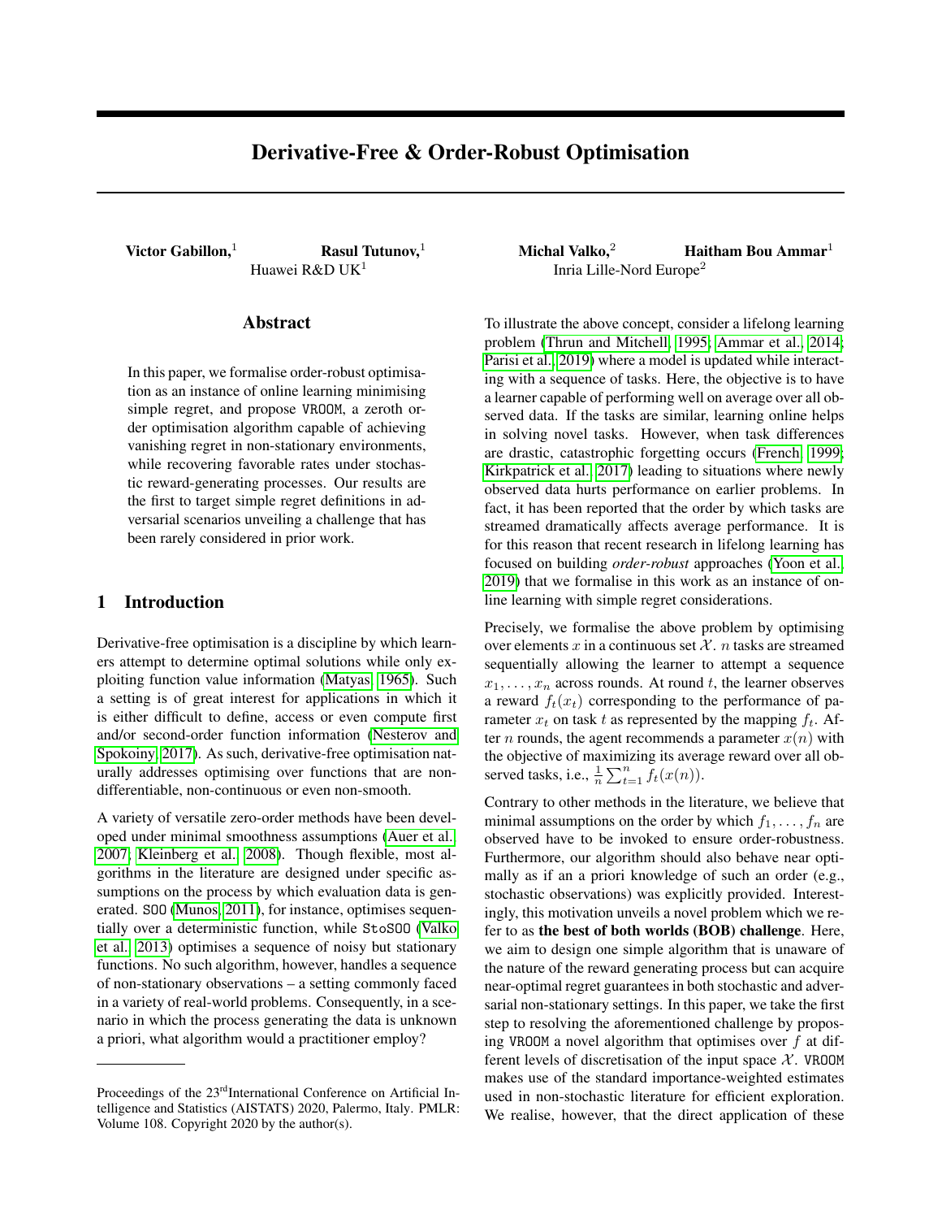# Derivative-Free & Order-Robust Optimisation

**Victor Gabillon,**[1] **Rasul Tutunov,**[1] **Michal Valko,**[2] **Haitham Bou Ammar**[1]

Huawei R&D UK[1]  Inria Lille-Nord Europe[2]

## Abstract

In this paper, we formalise order-robust optimisation as an instance of online learning minimising simple regret, and propose VROOM, a zeroth order optimisation algorithm capable of achieving vanishing regret in non-stationary environments, while recovering favorable rates under stochastic reward-generating processes. Our results are the first to target simple regret definitions in adversarial scenarios unveiling a challenge that has been rarely considered in prior work.

## 1 Introduction

Derivative-free optimisation is a discipline by which learners attempt to determine optimal solutions while only exploiting function value information (Matyas, 1965). Such a setting is of great interest for applications in which it is either difficult to define, access or even compute first and/or second-order function information (Nesterov and Spokoiny, 2017). As such, derivative-free optimisation naturally addresses optimising over functions that are non-differentiable, non-continuous or even non-smooth.

A variety of versatile zero-order methods have been developed under minimal smoothness assumptions (Auer et al., 2007; Kleinberg et al., 2008). Though flexible, most algorithms in the literature are designed under specific assumptions on the process by which evaluation data is generated. SOO (Munos, 2011), for instance, optimises sequentially over a deterministic function, while StoSOO (Valko et al., 2013) optimises a sequence of noisy but stationary functions. No such algorithm, however, handles a sequence of non-stationary observations – a setting commonly faced in a variety of real-world problems. Consequently, in a scenario in which the process generating the data is unknown a priori, what algorithm would a practitioner employ?

To illustrate the above concept, consider a lifelong learning problem (Thrun and Mitchell, 1995; Ammar et al., 2014; Parisi et al., 2019) where a model is updated while interacting with a sequence of tasks. Here, the objective is to have a learner capable of performing well on average over all observed data. If the tasks are similar, learning online helps in solving novel tasks. However, when task differences are drastic, catastrophic forgetting occurs (French, 1999; Kirkpatrick et al., 2017) leading to situations where newly observed data hurts performance on earlier problems. In fact, it has been reported that the order by which tasks are streamed dramatically affects average performance. It is for this reason that recent research in lifelong learning has focused on building *order-robust* approaches (Yoon et al., 2019) that we formalise in this work as an instance of online learning with simple regret considerations.

Precisely, we formalise the above problem by optimising over elements $x$ in a continuous set $\mathcal{X}$. $n$ tasks are streamed sequentially allowing the learner to attempt a sequence $x_1, \ldots, x_n$ across rounds. At round $t$, the learner observes a reward $f_t(x_t)$ corresponding to the performance of parameter $x_t$ on task $t$ as represented by the mapping $f_t$. After $n$ rounds, the agent recommends a parameter $x(n)$ with the objective of maximizing its average reward over all observed tasks, i.e., $\frac{1}{n}\sum_{t=1}^{n} f_t(x(n))$.

Contrary to other methods in the literature, we believe that minimal assumptions on the order by which $f_1, \ldots, f_n$ are observed have to be invoked to ensure order-robustness. Furthermore, our algorithm should also behave near optimally as if an a priori knowledge of such an order (e.g., stochastic observations) was explicitly provided. Interestingly, this motivation unveils a novel problem which we refer to as **the best of both worlds (BOB) challenge**. Here, we aim to design one simple algorithm that is unaware of the nature of the reward generating process but can acquire near-optimal regret guarantees in both stochastic and adversarial non-stationary settings. In this paper, we take the first step to resolving the aforementioned challenge by proposing VROOM a novel algorithm that optimises over $f$ at different levels of discretisation of the input space $\mathcal{X}$. VROOM makes use of the standard importance-weighted estimates used in non-stochastic literature for efficient exploration. We realise, however, that the direct application of these

Proceedings of the 23rd International Conference on Artificial Intelligence and Statistics (AISTATS) 2020, Palermo, Italy. PMLR: Volume 108. Copyright 2020 by the author(s).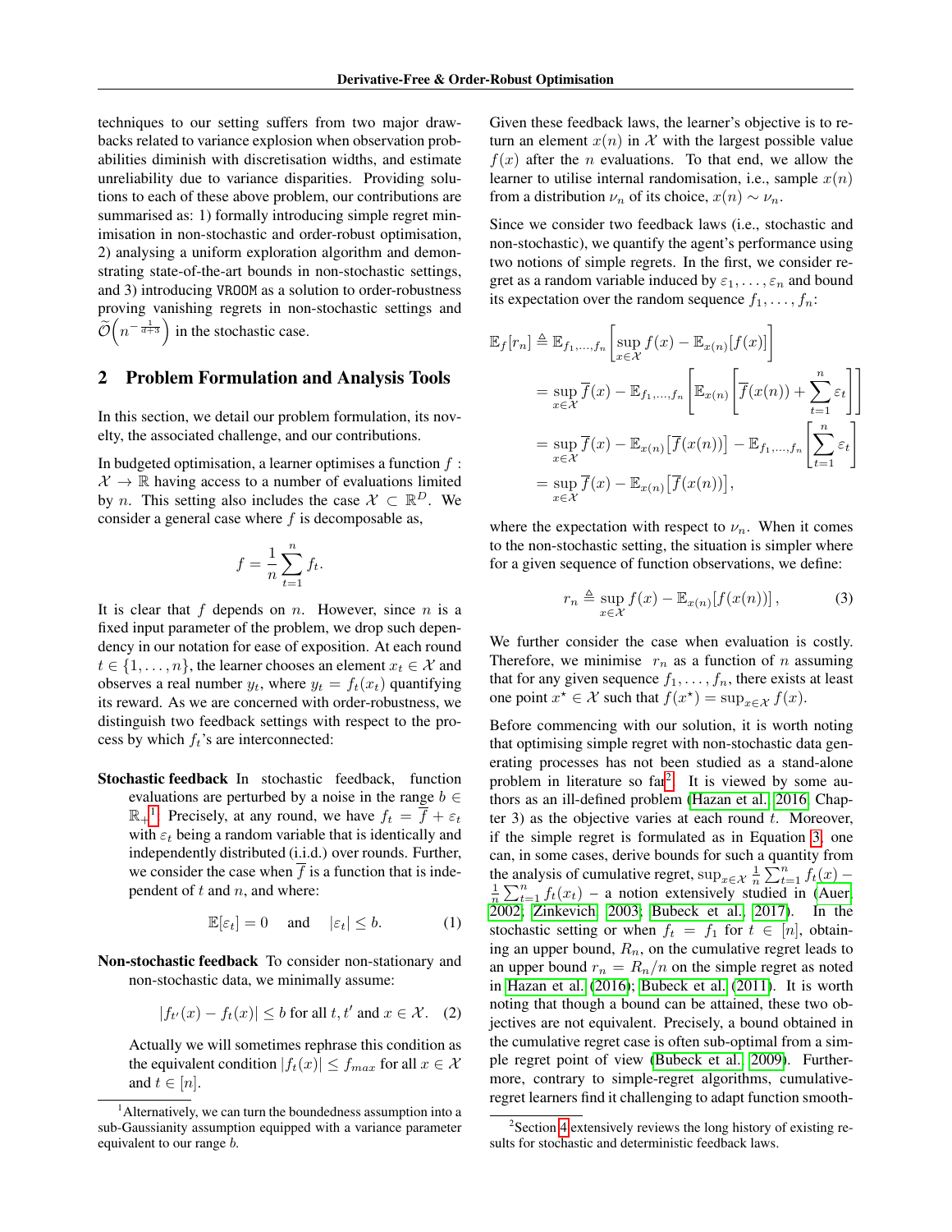techniques to our setting suffers from two major drawbacks related to variance explosion when observation probabilities diminish with discretisation widths, and estimate unreliability due to variance disparities. Providing solutions to each of these above problem, our contributions are summarised as: 1) formally introducing simple regret minimisation in non-stochastic and order-robust optimisation, 2) analysing a uniform exploration algorithm and demonstrating state-of-the-art bounds in non-stochastic settings, and 3) introducing VROOM as a solution to order-robustness proving vanishing regrets in non-stochastic settings and $\widetilde{\mathcal{O}}\left(n^{-\frac{1}{d+3}}\right)$ in the stochastic case.

## 2 Problem Formulation and Analysis Tools

In this section, we detail our problem formulation, its novelty, the associated challenge, and our contributions.

In budgeted optimisation, a learner optimises a function $f : \mathcal{X} \to \mathbb{R}$ having access to a number of evaluations limited by $n$. This setting also includes the case $\mathcal{X} \subset \mathbb{R}^D$. We consider a general case where $f$ is decomposable as,

$$f = \frac{1}{n}\sum_{t=1}^{n} f_t.$$

It is clear that $f$ depends on $n$. However, since $n$ is a fixed input parameter of the problem, we drop such dependency in our notation for ease of exposition. At each round $t \in \{1, \ldots, n\}$, the learner chooses an element $x_t \in \mathcal{X}$ and observes a real number $y_t$, where $y_t = f_t(x_t)$ quantifying its reward. As we are concerned with order-robustness, we distinguish two feedback settings with respect to the process by which $f_t$'s are interconnected:

**Stochastic feedback** In stochastic feedback, function evaluations are perturbed by a noise in the range $b \in \mathbb{R}_+$[1]. Precisely, at any round, we have $f_t = \overline{f} + \varepsilon_t$ with $\varepsilon_t$ being a random variable that is identically and independently distributed (i.i.d.) over rounds. Further, we consider the case when $\overline{f}$ is a function that is independent of $t$ and $n$, and where:

$$\mathbb{E}[\varepsilon_t] = 0 \quad \text{and} \quad |\varepsilon_t| \leq b. \tag{1}$$

**Non-stochastic feedback** To consider non-stationary and non-stochastic data, we minimally assume:

$$|f_{t'}(x) - f_t(x)| \leq b \text{ for all } t, t' \text{ and } x \in \mathcal{X}. \tag{2}$$

Actually we will sometimes rephrase this condition as the equivalent condition $|f_t(x)| \leq f_{max}$ for all $x \in \mathcal{X}$ and $t \in [n]$.

Given these feedback laws, the learner's objective is to return an element $x(n)$ in $\mathcal{X}$ with the largest possible value $f(x)$ after the $n$ evaluations. To that end, we allow the learner to utilise internal randomisation, i.e., sample $x(n)$ from a distribution $\nu_n$ of its choice, $x(n) \sim \nu_n$.

Since we consider two feedback laws (i.e., stochastic and non-stochastic), we quantify the agent's performance using two notions of simple regrets. In the first, we consider regret as a random variable induced by $\varepsilon_1, \ldots, \varepsilon_n$ and bound its expectation over the random sequence $f_1, \ldots, f_n$:

$$\begin{aligned}
\mathbb{E}_f[r_n] &\triangleq \mathbb{E}_{f_1,\ldots,f_n}\left[\sup_{x\in\mathcal{X}} f(x) - \mathbb{E}_{x(n)}[f(x)]\right] \\
&= \sup_{x\in\mathcal{X}} \overline{f}(x) - \mathbb{E}_{f_1,\ldots,f_n}\left[\mathbb{E}_{x(n)}\left[\overline{f}(x(n)) + \sum_{t=1}^{n}\varepsilon_t\right]\right] \\
&= \sup_{x\in\mathcal{X}} \overline{f}(x) - \mathbb{E}_{x(n)}\big[\overline{f}(x(n))\big] - \mathbb{E}_{f_1,\ldots,f_n}\left[\sum_{t=1}^{n}\varepsilon_t\right] \\
&= \sup_{x\in\mathcal{X}} \overline{f}(x) - \mathbb{E}_{x(n)}\big[\overline{f}(x(n))\big],
\end{aligned}$$

where the expectation with respect to $\nu_n$. When it comes to the non-stochastic setting, the situation is simpler where for a given sequence of function observations, we define:

$$r_n \triangleq \sup_{x\in\mathcal{X}} f(x) - \mathbb{E}_{x(n)}[f(x(n))], \tag{3}$$

We further consider the case when evaluation is costly. Therefore, we minimise $r_n$ as a function of $n$ assuming that for any given sequence $f_1, \ldots, f_n$, there exists at least one point $x^\star \in \mathcal{X}$ such that $f(x^\star) = \sup_{x\in\mathcal{X}} f(x)$.

Before commencing with our solution, it is worth noting that optimising simple regret with non-stochastic data generating processes has not been studied as a stand-alone problem in literature so far[2]. It is viewed by some authors as an ill-defined problem (Hazan et al., 2016, Chapter 3) as the objective varies at each round $t$. Moreover, if the simple regret is formulated as in Equation 3, one can, in some cases, derive bounds for such a quantity from the analysis of cumulative regret, $\sup_{x\in\mathcal{X}} \frac{1}{n}\sum_{t=1}^{n} f_t(x) - \frac{1}{n}\sum_{t=1}^{n} f_t(x_t)$ – a notion extensively studied in (Auer, 2002; Zinkevich, 2003; Bubeck et al., 2017). In the stochastic setting or when $f_t = f_1$ for $t \in [n]$, obtaining an upper bound, $R_n$, on the cumulative regret leads to an upper bound $r_n = R_n/n$ on the simple regret as noted in Hazan et al. (2016); Bubeck et al. (2011). It is worth noting that though a bound can be attained, these two objectives are not equivalent. Precisely, a bound obtained in the cumulative regret case is often sub-optimal from a simple regret point of view (Bubeck et al., 2009). Furthermore, contrary to simple-regret algorithms, cumulative-regret learners find it challenging to adapt function smooth-

[1] Alternatively, we can turn the boundedness assumption into a sub-Gaussianity assumption equipped with a variance parameter equivalent to our range $b$.

[2] Section 4 extensively reviews the long history of existing results for stochastic and deterministic feedback laws.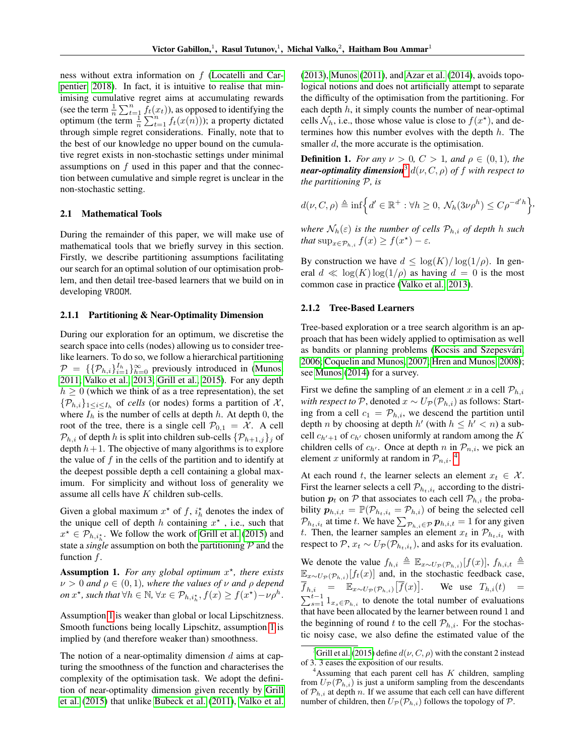ness without extra information on $f$ (Locatelli and Carpentier, 2018). In fact, it is intuitive to realise that minimising cumulative regret aims at accumulating rewards (see the term $\frac{1}{n}\sum_{t=1}^{n} f_t(x_t)$), as opposed to identifying the optimum (the term $\frac{1}{n}\sum_{t=1}^{n} f_t(x(n))$); a property dictated through simple regret considerations. Finally, note that to the best of our knowledge no upper bound on the cumulative regret exists in non-stochastic settings under minimal assumptions on $f$ used in this paper and that the connection between cumulative and simple regret is unclear in the non-stochastic setting.

### 2.1 Mathematical Tools

During the remainder of this paper, we will make use of mathematical tools that we briefly survey in this section. Firstly, we describe partitioning assumptions facilitating our search for an optimal solution of our optimisation problem, and then detail tree-based learners that we build on in developing VROOM.

#### 2.1.1 Partitioning & Near-Optimality Dimension

During our exploration for an optimum, we discretise the search space into cells (nodes) allowing us to consider tree-like learners. To do so, we follow a hierarchical partitioning $\mathcal{P} = \{\{\mathcal{P}_{h,i}\}_{i=1}^{I_h}\}_{h=0}^{\infty}$ previously introduced in (Munos, 2011; Valko et al., 2013; Grill et al., 2015). For any depth $h \geq 0$ (which we think of as a tree representation), the set $\{\mathcal{P}_{h,i}\}_{1\leq i \leq I_h}$ of *cells* (or nodes) forms a partition of $\mathcal{X}$, where $I_h$ is the number of cells at depth $h$. At depth 0, the root of the tree, there is a single cell $\mathcal{P}_{0,1} = \mathcal{X}$. A cell $\mathcal{P}_{h,i}$ of depth $h$ is split into children sub-cells $\{\mathcal{P}_{h+1,j}\}_j$ of depth $h+1$. The objective of many algorithms is to explore the value of $f$ in the cells of the partition and to identify at the deepest possible depth a cell containing a global maximum. For simplicity and without loss of generality we assume all cells have $K$ children sub-cells.

Given a global maximum $x^\star$ of $f$, $i^\star_h$ denotes the index of the unique cell of depth $h$ containing $x^\star$ , i.e., such that $x^\star \in \mathcal{P}_{h,i^\star_h}$. We follow the work of Grill et al. (2015) and state a *single* assumption on both the partitioning $\mathcal{P}$ and the function $f$.

**Assumption 1.** *For any global optimum $x^\star$, there exists $\nu > 0$ and $\rho \in (0,1)$, where the values of $\nu$ and $\rho$ depend on $x^\star$, such that $\forall h \in \mathbb{N}, \forall x \in \mathcal{P}_{h,i^\star_h}, f(x) \geq f(x^\star) - \nu\rho^h$.*

Assumption 1 is weaker than global or local Lipschitzness. Smooth functions being locally Lipschitz, assumption 1 is implied by (and therefore weaker than) smoothness.

The notion of a near-optimality dimension $d$ aims at capturing the smoothness of the function and characterises the complexity of the optimisation task. We adopt the definition of near-optimality dimension given recently by Grill et al. (2015) that unlike Bubeck et al. (2011), Valko et al. (2013), Munos (2011), and Azar et al. (2014), avoids topological notions and does not artificially attempt to separate the difficulty of the optimisation from the partitioning. For each depth $h$, it simply counts the number of near-optimal cells $\mathcal{N}_h$, i.e., those whose value is close to $f(x^\star)$, and determines how this number evolves with the depth $h$. The smaller $d$, the more accurate is the optimisation.

**Definition 1.** *For any $\nu > 0$, $C > 1$, and $\rho \in (0,1)$, the* ***near-optimality dimension***[3] *$d(\nu, C, \rho)$ of $f$ with respect to the partitioning $\mathcal{P}$, is*

$$d(\nu, C, \rho) \triangleq \inf\Big\{d' \in \mathbb{R}^+ : \forall h \geq 0,\ \mathcal{N}_h(3\nu\rho^h) \leq C\rho^{-d'h}\Big\},$$

*where $\mathcal{N}_h(\varepsilon)$ is the number of cells $\mathcal{P}_{h,i}$ of depth $h$ such that $\sup_{x\in\mathcal{P}_{h,i}} f(x) \geq f(x^\star) - \varepsilon$.*

By construction we have $d \leq \log(K)/\log(1/\rho)$. In general $d \ll \log(K)\log(1/\rho)$ as having $d = 0$ is the most common case in practice (Valko et al., 2013).

#### 2.1.2 Tree-Based Learners

Tree-based exploration or a tree search algorithm is an approach that has been widely applied to optimisation as well as bandits or planning problems (Kocsis and Szepesvári, 2006; Coquelin and Munos, 2007; Hren and Munos, 2008); see Munos (2014) for a survey.

First we define the sampling of an element $x$ in a cell $\mathcal{P}_{h,i}$ *with respect to* $\mathcal{P}$, denoted $x \sim U_{\mathcal{P}}(\mathcal{P}_{h,i})$ as follows: Starting from a cell $c_1 = \mathcal{P}_{h,i}$, we descend the partition until depth $n$ by choosing at depth $h'$ (with $h \leq h' < n$) a subcell $c_{h'+1}$ of $c_{h'}$ chosen uniformly at random among the $K$ children cells of $c_{h'}$. Once at depth $n$ in $\mathcal{P}_{n,i}$, we pick an element $x$ uniformly at random in $\mathcal{P}_{n,i}$.[4]

At each round $t$, the learner selects an element $x_t \in \mathcal{X}$. First the learner selects a cell $\mathcal{P}_{h_t,i_t}$ according to the distribution $\boldsymbol{p}_t$ on $\mathcal{P}$ that associates to each cell $\mathcal{P}_{h,i}$ the probability $\boldsymbol{p}_{h,i,t} = \mathbb{P}(\mathcal{P}_{h_t,i_t} = \mathcal{P}_{h,i})$ of being the selected cell $\mathcal{P}_{h_t,i_t}$ at time $t$. We have $\sum_{\mathcal{P}_{h,i}\in\mathcal{P}} \boldsymbol{p}_{h,i,t} = 1$ for any given $t$. Then, the learner samples an element $x_t$ in $\mathcal{P}_{h_t,i_t}$ with respect to $\mathcal{P}$, $x_t \sim U_{\mathcal{P}}(\mathcal{P}_{h_t,i_t})$, and asks for its evaluation.

We denote the value $f_{h,i} \triangleq \mathbb{E}_{x\sim U_{\mathcal{P}}(\mathcal{P}_{h,i})}[f(x)]$, $f_{h,i,t} \triangleq \mathbb{E}_{x\sim U_{\mathcal{P}}(\mathcal{P}_{h,i})}[f_t(x)]$ and, in the stochastic feedback case, $\overline{f}_{h,i} = \mathbb{E}_{x\sim U_{\mathcal{P}}(\mathcal{P}_{h,i})}\big[\overline{f}(x)\big]$. We use $T_{h,i}(t) = \sum_{s=1}^{t-1} 1_{x_s \in \mathcal{P}_{h,i}}$ to denote the total number of evaluations that have been allocated by the learner between round 1 and the beginning of round $t$ to the cell $\mathcal{P}_{h,i}$. For the stochastic noisy case, we also define the estimated value of the

---

[3] Grill et al. (2015) define $d(\nu, C, \rho)$ with the constant 2 instead of 3. 3 eases the exposition of our results.

[4] Assuming that each parent cell has $K$ children, sampling from $U_{\mathcal{P}}(\mathcal{P}_{h,i})$ is just a uniform sampling from the descendants of $\mathcal{P}_{h,i}$ at depth $n$. If we assume that each cell can have different number of children, then $U_{\mathcal{P}}(\mathcal{P}_{h,i})$ follows the topology of $\mathcal{P}$.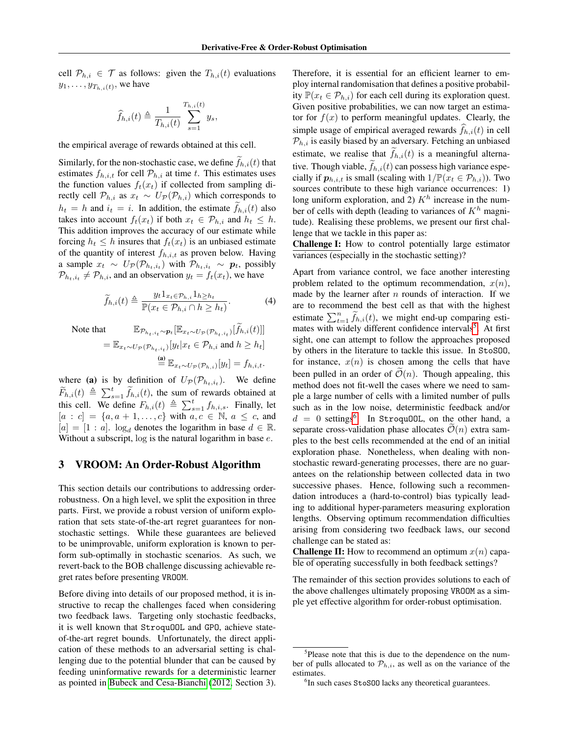cell $\mathcal{P}_{h,i} \in \mathcal{T}$ as follows: given the $T_{h,i}(t)$ evaluations $y_1, \ldots, y_{T_{h,i}(t)}$, we have

$$\widehat{f}_{h,i}(t) \triangleq \frac{1}{T_{h,i}(t)} \sum_{s=1}^{T_{h,i}(t)} y_s,$$

the empirical average of rewards obtained at this cell.

Similarly, for the non-stochastic case, we define $\widetilde{f}_{h,i}(t)$ that estimates $f_{h,i,t}$ for cell $\mathcal{P}_{h,i}$ at time $t$. This estimates uses the function values $f_t(x_t)$ if collected from sampling directly cell $\mathcal{P}_{h,i}$ as $x_t \sim U_{\mathcal{P}}(\mathcal{P}_{h,i})$ which corresponds to $h_t = h$ and $i_t = i$. In addition, the estimate $\widetilde{f}_{h,i}(t)$ also takes into account $f_t(x_t)$ if both $x_t \in \mathcal{P}_{h,i}$ and $h_t \leq h$. This addition improves the accuracy of our estimate while forcing $h_t \leq h$ insures that $f_t(x_t)$ is an unbiased estimate of the quantity of interest $f_{h,i,t}$ as proven below. Having a sample $x_t \sim U_{\mathcal{P}}(\mathcal{P}_{h_t,i_t})$ with $\mathcal{P}_{h_t,i_t} \sim \boldsymbol{p}_t$, possibly $\mathcal{P}_{h_t,i_t} \neq \mathcal{P}_{h,i}$, and an observation $y_t = f_t(x_t)$, we have

$$\widetilde{f}_{h,i}(t) \triangleq \frac{y_t \mathbb{1}_{x_t \in \mathcal{P}_{h,i}} \mathbb{1}_{h \geq h_t}}{\mathbb{P}(x_t \in \mathcal{P}_{h,i} \cap h \geq h_t)}. \tag{4}$$

Note that

$$\begin{aligned} &\mathbb{E}_{\mathcal{P}_{h_t,i_t} \sim \boldsymbol{p}_t}[\mathbb{E}_{x_t \sim U_{\mathcal{P}}(\mathcal{P}_{h_t,i_t})}[\widetilde{f}_{h,i}(t)]] \\ &= \mathbb{E}_{x_t \sim U_{\mathcal{P}}(\mathcal{P}_{h_t,i_t})}[y_t | x_t \in \mathcal{P}_{h,i} \text{ and } h \geq h_t] \\ &\overset{\textbf{(a)}}{=} \mathbb{E}_{x_t \sim U_{\mathcal{P}}(\mathcal{P}_{h,i})}[y_t] = f_{h,i,t}. \end{aligned}$$

where **(a)** is by definition of $U_{\mathcal{P}}(\mathcal{P}_{h_t,i_t})$. We define $\widetilde{F}_{h,i}(t) \triangleq \sum_{s=1}^{t} \widetilde{f}_{h,i}(t)$, the sum of rewards obtained at this cell. We define $F_{h,i}(t) \triangleq \sum_{s=1}^{t} f_{h,i,s}$. Finally, let $[a : c] = \{a, a+1, \ldots, c\}$ with $a, c \in \mathbb{N}$, $a \leq c$, and $[a] = [1 : a]$. $\log_d$ denotes the logarithm in base $d \in \mathbb{R}$. Without a subscript, $\log$ is the natural logarithm in base $e$.

## 3 VROOM: An Order-Robust Algorithm

This section details our contributions to addressing order-robustness. On a high level, we split the exposition in three parts. First, we provide a robust version of uniform exploration that sets state-of-the-art regret guarantees for non-stochastic settings. While these guarantees are believed to be unimprovable, uniform exploration is known to perform sub-optimally in stochastic scenarios. As such, we revert-back to the BOB challenge discussing achievable regret rates before presenting `VROOM`.

Before diving into details of our proposed method, it is instructive to recap the challenges faced when considering two feedback laws. Targeting only stochastic feedbacks, it is well known that `StroquOOL` and `GPO`, achieve state-of-the-art regret bounds. Unfortunately, the direct application of these methods to an adversarial setting is challenging due to the potential blunder that can be caused by feeding uninformative rewards for a deterministic learner as pointed in Bubeck and Cesa-Bianchi (2012, Section 3). Therefore, it is essential for an efficient learner to employ internal randomisation that defines a positive probability $\mathbb{P}(x_t \in \mathcal{P}_{h,i})$ for each cell during its exploration quest. Given positive probabilities, we can now target an estimator for $f(x)$ to perform meaningful updates. Clearly, the simple usage of empirical averaged rewards $\widehat{f}_{h,i}(t)$ in cell $\mathcal{P}_{h,i}$ is easily biased by an adversary. Fetching an unbiased estimate, we realise that $\widetilde{f}_{h,i}(t)$ is a meaningful alternative. Though viable, $\widetilde{f}_{h,i}(t)$ can possess high variance especially if $\boldsymbol{p}_{h,i,t}$ is small (scaling with $1/\mathbb{P}(x_t \in \mathcal{P}_{h,i})$). Two sources contribute to these high variance occurrences: 1) long uniform exploration, and 2) $K^h$ increase in the number of cells with depth (leading to variances of $K^h$ magnitude). Realising these problems, we present our first challenge that we tackle in this paper as:

**Challenge I:** How to control potentially large estimator variances (especially in the stochastic setting)?

Apart from variance control, we face another interesting problem related to the optimum recommendation, $x(n)$, made by the learner after $n$ rounds of interaction. If we are to recommend the best cell as that with the highest estimate $\sum_{t=1}^{n} \widetilde{f}_{h,i}(t)$, we might end-up comparing estimates with widely different confidence intervals[5]. At first sight, one can attempt to follow the approaches proposed by others in the literature to tackle this issue. In `StoSOO`, for instance, $x(n)$ is chosen among the cells that have been pulled in an order of $\widetilde{\mathcal{O}}(n)$. Though appealing, this method does not fit-well the cases where we need to sample a large number of cells with a limited number of pulls such as in the low noise, deterministic feedback and/or $d = 0$ settings[6]. In `StroquOOL`, on the other hand, a separate cross-validation phase allocates $\widetilde{\mathcal{O}}(n)$ extra samples to the best cells recommended at the end of an initial exploration phase. Nonetheless, when dealing with non-stochastic reward-generating processes, there are no guarantees on the relationship between collected data in two successive phases. Hence, following such a recommendation introduces a (hard-to-control) bias typically leading to additional hyper-parameters measuring exploration lengths. Observing optimum recommendation difficulties arising from considering two feedback laws, our second challenge can be stated as:

**Challenge II:** How to recommend an optimum $x(n)$ capable of operating successfully in both feedback settings?

The remainder of this section provides solutions to each of the above challenges ultimately proposing `VROOM` as a simple yet effective algorithm for order-robust optimisation.

---

[5] Please note that this is due to the dependence on the number of pulls allocated to $\mathcal{P}_{h,i}$, as well as on the variance of the estimates.

[6] In such cases `StoSOO` lacks any theoretical guarantees.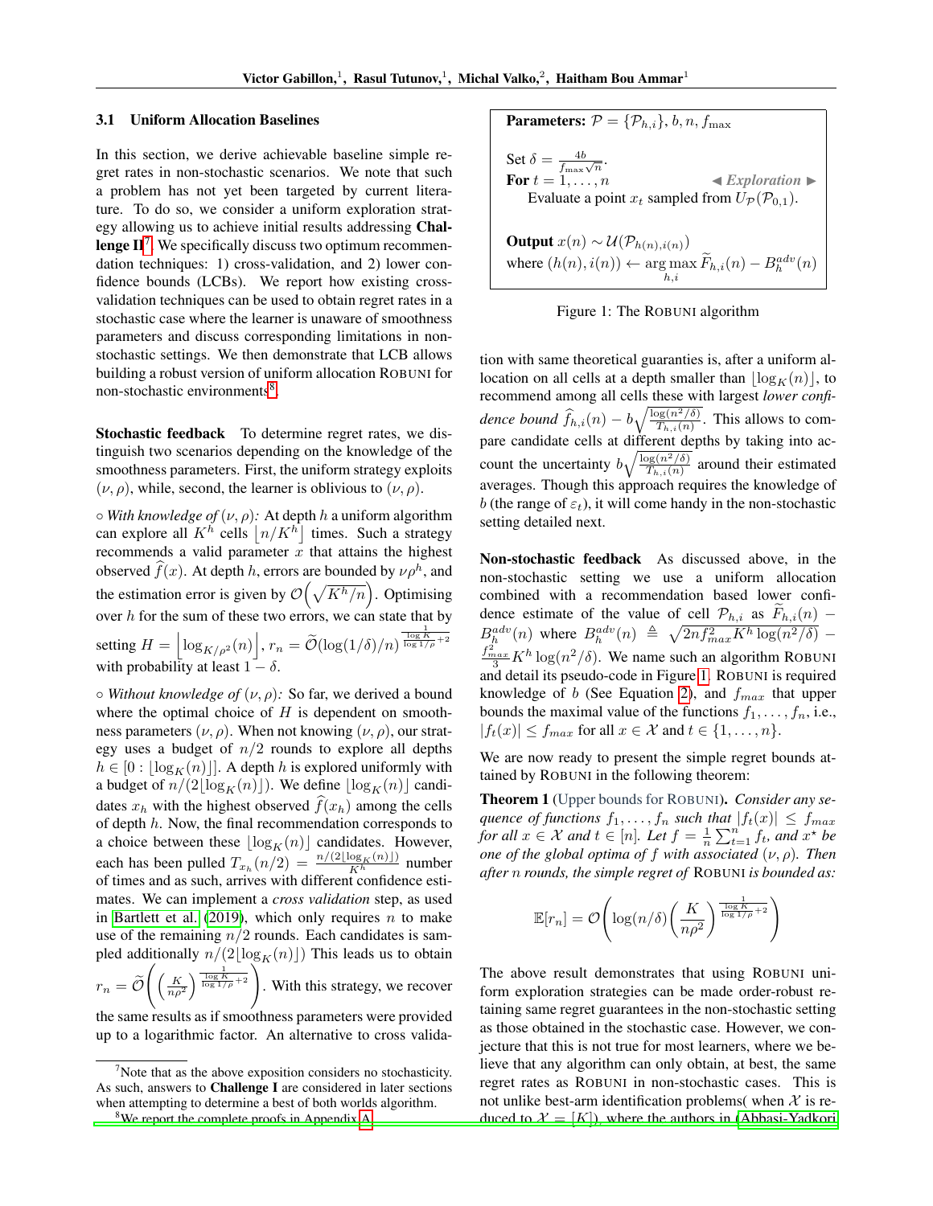### 3.1 Uniform Allocation Baselines

In this section, we derive achievable baseline simple regret rates in non-stochastic scenarios. We note that such a problem has not yet been targeted by current literature. To do so, we consider a uniform exploration strategy allowing us to achieve initial results addressing **Challenge II**[7]. We specifically discuss two optimum recommendation techniques: 1) cross-validation, and 2) lower confidence bounds (LCBs). We report how existing cross-validation techniques can be used to obtain regret rates in a stochastic case where the learner is unaware of smoothness parameters and discuss corresponding limitations in non-stochastic settings. We then demonstrate that LCB allows building a robust version of uniform allocation ROBUNI for non-stochastic environments[8].

**Stochastic feedback** To determine regret rates, we distinguish two scenarios depending on the knowledge of the smoothness parameters. First, the uniform strategy exploits $(\nu, \rho)$, while, second, the learner is oblivious to $(\nu, \rho)$.

∘ *With knowledge of* $(\nu, \rho)$*:* At depth $h$ a uniform algorithm can explore all $K^h$ cells $\lfloor n/K^h \rfloor$ times. Such a strategy recommends a valid parameter $x$ that attains the highest observed $\widehat{f}(x)$. At depth $h$, errors are bounded by $\nu\rho^h$, and the estimation error is given by $\mathcal{O}\left(\sqrt{K^h/n}\right)$. Optimising over $h$ for the sum of these two errors, we can state that by setting $H = \left\lfloor \log_{K/\rho^2}(n) \right\rfloor$, $r_n = \widetilde{\mathcal{O}}(\log(1/\delta)/n)^{\frac{1}{\frac{\log K}{\log 1/\rho}+2}}$ with probability at least $1-\delta$.

∘ *Without knowledge of* $(\nu, \rho)$*:* So far, we derived a bound where the optimal choice of $H$ is dependent on smoothness parameters $(\nu, \rho)$. When not knowing $(\nu, \rho)$, our strategy uses a budget of $n/2$ rounds to explore all depths $h \in [0 : \lfloor \log_K(n) \rfloor]$. A depth $h$ is explored uniformly with a budget of $n/(2\lfloor \log_K(n) \rfloor)$. We define $\lfloor \log_K(n) \rfloor$ candidates $x_h$ with the highest observed $\widehat{f}(x_h)$ among the cells of depth $h$. Now, the final recommendation corresponds to a choice between these $\lfloor \log_K(n) \rfloor$ candidates. However, each has been pulled $T_{x_h}(n/2) = \frac{n/(2\lfloor \log_K(n) \rfloor)}{K^h}$ number of times and as such, arrives with different confidence estimates. We can implement a *cross validation* step, as used in Bartlett et al. (2019), which only requires $n$ to make use of the remaining $n/2$ rounds. Each candidates is sampled additionally $n/(2\lfloor \log_K(n) \rfloor)$ This leads us to obtain $r_n = \widetilde{\mathcal{O}}\left(\left(\frac{K}{n\rho^2}\right)^{\frac{1}{\frac{\log K}{\log 1/\rho}+2}}\right)$. With this strategy, we recover the same results as if smoothness parameters were provided up to a logarithmic factor. An alternative to cross validation with same theoretical guaranties is, after a uniform allocation on all cells at a depth smaller than $\lfloor \log_K(n) \rfloor$, to recommend among all cells these with largest *lower confidence bound* $\widehat{f}_{h,i}(n) - b\sqrt{\frac{\log(n^2/\delta)}{T_{h,i}(n)}}$. This allows to compare candidate cells at different depths by taking into account the uncertainty $b\sqrt{\frac{\log(n^2/\delta)}{T_{h,i}(n)}}$ around their estimated averages. Though this approach requires the knowledge of $b$ (the range of $\varepsilon_t$), it will come handy in the non-stochastic setting detailed next.

---

**Parameters:** $\mathcal{P} = \{\mathcal{P}_{h,i}\}, b, n, f_{\max}$

Set $\delta = \frac{4b}{f_{\max}\sqrt{n}}$.
**For** $t = 1, \ldots, n$ ◂ *Exploration* ▸
  Evaluate a point $x_t$ sampled from $U_{\mathcal{P}}(\mathcal{P}_{0,1})$.

**Output** $x(n) \sim \mathcal{U}(\mathcal{P}_{h(n),i(n)})$
where $(h(n), i(n)) \leftarrow \arg\max_{h,i} \widetilde{F}_{h,i}(n) - B_h^{adv}(n)$

---

Figure 1: The ROBUNI algorithm

**Non-stochastic feedback** As discussed above, in the non-stochastic setting we use a uniform allocation combined with a recommendation based lower confidence estimate of the value of cell $\mathcal{P}_{h,i}$ as $\widetilde{F}_{h,i}(n) - B_h^{adv}(n)$ where $B_h^{adv}(n) \triangleq \sqrt{2nf_{max}^2 K^h \log(n^2/\delta)} - \frac{f_{max}^2}{3}K^h \log(n^2/\delta)$. We name such an algorithm ROBUNI and detail its pseudo-code in Figure 1. ROBUNI is required knowledge of $b$ (See Equation 2), and $f_{max}$ that upper bounds the maximal value of the functions $f_1, \ldots, f_n$, i.e., $|f_t(x)| \leq f_{max}$ for all $x \in \mathcal{X}$ and $t \in \{1, \ldots, n\}$.

We are now ready to present the simple regret bounds attained by ROBUNI in the following theorem:

**Theorem 1** (Upper bounds for ROBUNI). *Consider any sequence of functions $f_1, \ldots, f_n$ such that $|f_t(x)| \leq f_{max}$ for all $x \in \mathcal{X}$ and $t \in [n]$. Let $f = \frac{1}{n}\sum_{t=1}^n f_t$, and $x^\star$ be one of the global optima of $f$ with associated $(\nu, \rho)$. Then after $n$ rounds, the simple regret of* ROBUNI *is bounded as:*

$$\mathbb{E}[r_n] = \mathcal{O}\left(\log(n/\delta)\left(\frac{K}{n\rho^2}\right)^{\frac{1}{\frac{\log K}{\log 1/\rho}+2}}\right)$$

The above result demonstrates that using ROBUNI uniform exploration strategies can be made order-robust retaining same regret guarantees in the non-stochastic setting as those obtained in the stochastic case. However, we conjecture that this is not true for most learners, where we believe that any algorithm can only obtain, at best, the same regret rates as ROBUNI in non-stochastic cases. This is not unlike best-arm identification problems( when $\mathcal{X}$ is reduced to $\mathcal{X} = [K]$), where the authors in (Abbasi-Yadkori

---

[7] Note that as the above exposition considers no stochasticity. As such, answers to **Challenge I** are considered in later sections when attempting to determine a best of both worlds algorithm.

[8] We report the complete proofs in Appendix A.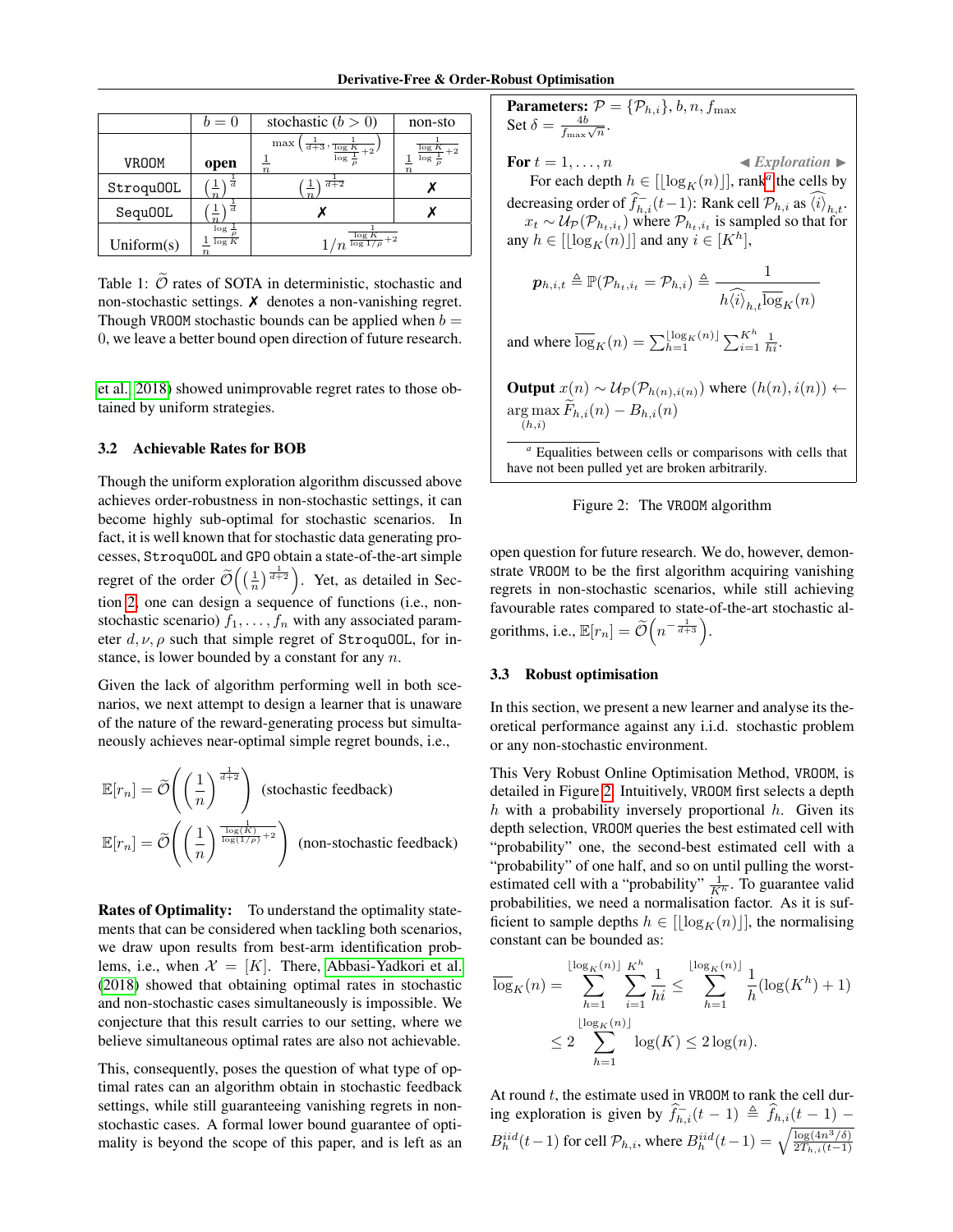| | $b = 0$ | stochastic ($b > 0$) | non-sto |
|---|---|---|---|
| VROOM | **open** | $\frac{1}{n}^{\max\left(\frac{1}{d+3}, \frac{1}{\frac{\log K}{\log \frac{1}{\rho}}+2}\right)}$ | $\frac{1}{n}^{\frac{1}{\frac{\log K}{\log \frac{1}{\rho}}+2}}$ |
| StroquOOL | $\left(\frac{1}{n}\right)^{\frac{1}{d}}$ | $\left(\frac{1}{n}\right)^{\frac{1}{d+2}}$ | ✗ |
| SequOOL | $\left(\frac{1}{n}\right)^{\frac{1}{d}}$ | ✗ | ✗ |
| Uniform(s) | $\frac{1}{n}^{\frac{\log \frac{1}{\rho}}{\log K}}$ | $1/n^{\frac{1}{\frac{\log K}{\log 1/\rho}+2}}$ | |

Table 1: $\widetilde{\mathcal{O}}$ rates of SOTA in deterministic, stochastic and non-stochastic settings. ✗ denotes a non-vanishing regret. Though VROOM stochastic bounds can be applied when $b = 0$, we leave a better bound open direction of future research.

et al. 2018) showed unimprovable regret rates to those obtained by uniform strategies.

### 3.2 Achievable Rates for BOB

Though the uniform exploration algorithm discussed above achieves order-robustness in non-stochastic settings, it can become highly sub-optimal for stochastic scenarios. In fact, it is well known that for stochastic data generating processes, StroquOOL and GPO obtain a state-of-the-art simple regret of the order $\widetilde{\mathcal{O}}\left(\left(\frac{1}{n}\right)^{\frac{1}{d+2}}\right)$. Yet, as detailed in Section 2, one can design a sequence of functions (i.e., non-stochastic scenario) $f_1, \dots, f_n$ with any associated parameter $d, \nu, \rho$ such that simple regret of StroquOOL, for instance, is lower bounded by a constant for any $n$.

Given the lack of algorithm performing well in both scenarios, we next attempt to design a learner that is unaware of the nature of the reward-generating process but simultaneously achieves near-optimal simple regret bounds, i.e.,

$$\mathbb{E}[r_n] = \widetilde{\mathcal{O}}\left(\left(\frac{1}{n}\right)^{\frac{1}{d+2}}\right) \quad \text{(stochastic feedback)}$$

$$\mathbb{E}[r_n] = \widetilde{\mathcal{O}}\left(\left(\frac{1}{n}\right)^{\frac{1}{\frac{\log(K)}{\log(1/\rho)}+2}}\right) \quad \text{(non-stochastic feedback)}$$

**Rates of Optimality:** To understand the optimality statements that can be considered when tackling both scenarios, we draw upon results from best-arm identification problems, i.e., when $\mathcal{X} = [K]$. There, Abbasi-Yadkori et al. (2018) showed that obtaining optimal rates in stochastic and non-stochastic cases simultaneously is impossible. We conjecture that this result carries to our setting, where we believe simultaneous optimal rates are also not achievable.

This, consequently, poses the question of what type of optimal rates can an algorithm obtain in stochastic feedback settings, while still guaranteeing vanishing regrets in non-stochastic cases. A formal lower bound guarantee of optimality is beyond the scope of this paper, and is left as an open question for future research. We do, however, demonstrate VROOM to be the first algorithm acquiring vanishing regrets in non-stochastic scenarios, while still achieving favourable rates compared to state-of-the-art stochastic algorithms, i.e., $\mathbb{E}[r_n] = \widetilde{\mathcal{O}}\left(n^{-\frac{1}{d+3}}\right)$.

---

**Parameters:** $\mathcal{P} = \{\mathcal{P}_{h,i}\}, b, n, f_{\max}$
Set $\delta = \frac{4b}{f_{\max}\sqrt{n}}$.

**For** $t = 1, \dots, n$ ◀ *Exploration* ▶

For each depth $h \in [\lfloor \log_K(n) \rfloor]$, rank[a] the cells by decreasing order of $\widetilde{f}_{h,i}^{-}(t-1)$: Rank cell $\mathcal{P}_{h,i}$ as $\widehat{\langle i \rangle}_{h,t}$.

$x_t \sim \mathcal{U}_{\mathcal{P}}(\mathcal{P}_{h_t,i_t})$ where $\mathcal{P}_{h_t,i_t}$ is sampled so that for any $h \in [\lfloor \log_K(n) \rfloor]$ and any $i \in [K^h]$,

$$\boldsymbol{p}_{h,i,t} \triangleq \mathbb{P}(\mathcal{P}_{h_t,i_t} = \mathcal{P}_{h,i}) \triangleq \frac{1}{h\widehat{\langle i \rangle}_{h,t}\overline{\log}_K(n)}$$

and where $\overline{\log}_K(n) = \sum_{h=1}^{\lfloor \log_K(n) \rfloor} \sum_{i=1}^{K^h} \frac{1}{hi}$.

**Output** $x(n) \sim \mathcal{U}_{\mathcal{P}}(\mathcal{P}_{h(n),i(n)})$ where $(h(n), i(n)) \leftarrow \arg\max_{(h,i)} \widetilde{F}_{h,i}(n) - B_{h,i}(n)$

[a] Equalities between cells or comparisons with cells that have not been pulled yet are broken arbitrarily.

Figure 2: The VROOM algorithm

---

### 3.3 Robust optimisation

In this section, we present a new learner and analyse its theoretical performance against any i.i.d. stochastic problem or any non-stochastic environment.

This Very Robust Online Optimisation Method, VROOM, is detailed in Figure 2. Intuitively, VROOM first selects a depth $h$ with a probability inversely proportional $h$. Given its depth selection, VROOM queries the best estimated cell with "probability" one, the second-best estimated cell with a "probability" of one half, and so on until pulling the worst-estimated cell with a "probability" $\frac{1}{K^h}$. To guarantee valid probabilities, we need a normalisation factor. As it is sufficient to sample depths $h \in [\lfloor \log_K(n) \rfloor]$, the normalising constant can be bounded as:

$$\overline{\log}_K(n) = \sum_{h=1}^{\lfloor \log_K(n) \rfloor} \sum_{i=1}^{K^h} \frac{1}{hi} \leq \sum_{h=1}^{\lfloor \log_K(n) \rfloor} \frac{1}{h}(\log(K^h) + 1)$$
$$\leq 2 \sum_{h=1}^{\lfloor \log_K(n) \rfloor} \log(K) \leq 2\log(n).$$

At round $t$, the estimate used in VROOM to rank the cell during exploration is given by $\widehat{f}_{h,i}^{-}(t-1) \triangleq \widehat{f}_{h,i}(t-1) - B_h^{iid}(t-1)$ for cell $\mathcal{P}_{h,i}$, where $B_h^{iid}(t-1) = \sqrt{\frac{\log(4n^3/\delta)}{2T_{h,i}(t-1)}}$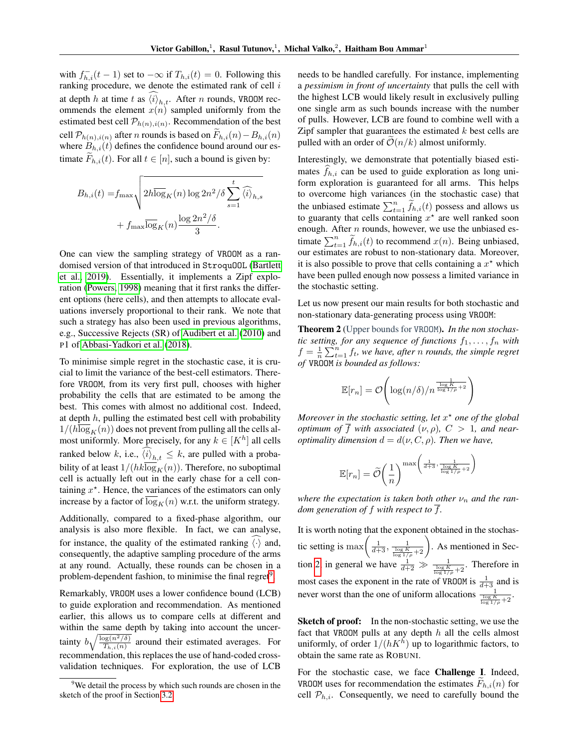with $f^-_{h,i}(t-1)$ set to $-\infty$ if $T_{h,i}(t) = 0$. Following this ranking procedure, we denote the estimated rank of cell $i$ at depth $h$ at time $t$ as $\widehat{\langle i \rangle}_{h,t}$. After $n$ rounds, VROOM recommends the element $x(n)$ sampled uniformly from the estimated best cell $\mathcal{P}_{h(n),i(n)}$. Recommendation of the best cell $\mathcal{P}_{h(n),i(n)}$ after $n$ rounds is based on $\widetilde{F}_{h,i}(n) - B_{h,i}(n)$ where $B_{h,i}(t)$ defines the confidence bound around our estimate $\widetilde{F}_{h,i}(t)$. For all $t \in [n]$, such a bound is given by:

$$B_{h,i}(t) = f_{\max}\sqrt{2h\overline{\log}_K(n)\log 2n^2/\delta \sum_{s=1}^{t} \widehat{\langle i \rangle}_{h,s}} + f_{\max}\overline{\log}_K(n)\frac{\log 2n^2/\delta}{3}.$$

One can view the sampling strategy of VROOM as a randomised version of that introduced in StroquOOL (Bartlett et al., 2019). Essentially, it implements a Zipf exploration (Powers, 1998) meaning that it first ranks the different options (here cells), and then attempts to allocate evaluations inversely proportional to their rank. We note that such a strategy has also been used in previous algorithms, e.g., Successive Rejects (SR) of Audibert et al. (2010) and P1 of Abbasi-Yadkori et al. (2018).

To minimise simple regret in the stochastic case, it is crucial to limit the variance of the best-cell estimators. Therefore VROOM, from its very first pull, chooses with higher probability the cells that are estimated to be among the best. This comes with almost no additional cost. Indeed, at depth $h$, pulling the estimated best cell with probability $1/(h\overline{\log}_K(n))$ does not prevent from pulling all the cells almost uniformly. More precisely, for any $k \in [K^h]$ all cells ranked below $k$, i.e., $\widehat{\langle i \rangle}_{h,t} \leq k$, are pulled with a probability of at least $1/(hk\overline{\log}_K(n))$. Therefore, no suboptimal cell is actually left out in the early chase for a cell containing $x^\star$. Hence, the variances of the estimators can only increase by a factor of $\overline{\log}_K(n)$ w.r.t. the uniform strategy.

Additionally, compared to a fixed-phase algorithm, our analysis is also more flexible. In fact, we can analyse, for instance, the quality of the estimated ranking $\widehat{\langle \cdot \rangle}$ and, consequently, the adaptive sampling procedure of the arms at any round. Actually, these rounds can be chosen in a problem-dependent fashion, to minimise the final regret[9].

Remarkably, VROOM uses a lower confidence bound (LCB) to guide exploration and recommendation. As mentioned earlier, this allows us to compare cells at different and within the same depth by taking into account the uncertainty $b\sqrt{\frac{\log(n^2/\delta)}{T_{h,i}(n)}}$ around their estimated averages. For recommendation, this replaces the use of hand-coded cross-validation techniques. For exploration, the use of LCB needs to be handled carefully. For instance, implementing a *pessimism in front of uncertainty* that pulls the cell with the highest LCB would likely result in exclusively pulling one single arm as such bounds increase with the number of pulls. However, LCB are found to combine well with a Zipf sampler that guarantees the estimated $k$ best cells are pulled with an order of $\widetilde{\mathcal{O}}(n/k)$ almost uniformly.

Interestingly, we demonstrate that potentially biased estimates $\widehat{f}_{h,i}$ can be used to guide exploration as long uniform exploration is guaranteed for all arms. This helps to overcome high variances (in the stochastic case) that the unbiased estimate $\sum_{t=1}^{n} \widetilde{f}_{h,i}(t)$ possess and allows us to guaranty that cells containing $x^\star$ are well ranked soon enough. After $n$ rounds, however, we use the unbiased estimate $\sum_{t=1}^{n} \widetilde{f}_{h,i}(t)$ to recommend $x(n)$. Being unbiased, our estimates are robust to non-stationary data. Moreover, it is also possible to prove that cells containing a $x^\star$ which have been pulled enough now possess a limited variance in the stochastic setting.

Let us now present our main results for both stochastic and non-stationary data-generating process using VROOM:

**Theorem 2** (Upper bounds for VROOM)**.** *In the non stochastic setting, for any sequence of functions $f_1, \ldots, f_n$ with $f = \frac{1}{n}\sum_{t=1}^{n} f_t$, we have, after $n$ rounds, the simple regret of VROOM is bounded as follows:*

$$\mathbb{E}[r_n] = \mathcal{O}\left(\log(n/\delta)/n^{\frac{1}{\frac{\log K}{\log 1/\rho}+2}}\right)$$

*Moreover in the stochastic setting, let $x^\star$ one of the global optimum of $\overline{f}$ with associated $(\nu, \rho)$, $C > 1$, and near-optimality dimension $d = d(\nu, C, \rho)$. Then we have,*

$$\mathbb{E}[r_n] = \widetilde{\mathcal{O}}\left(\frac{1}{n}\right)^{\max\left(\frac{1}{d+3}, \frac{1}{\frac{\log K}{\log 1/\rho}+2}\right)}$$

*where the expectation is taken both other $\nu_n$ and the random generation of $f$ with respect to $\overline{f}$.*

It is worth noting that the exponent obtained in the stochastic setting is $\max\left(\frac{1}{d+3}, \frac{1}{\frac{\log K}{\log 1/\rho}+2}\right)$. As mentioned in Section 2, in general we have $\frac{1}{d+2} \gg \frac{1}{\frac{\log K}{\log 1/\rho}+2}$. Therefore in most cases the exponent in the rate of VROOM is $\frac{1}{d+3}$ and is never worst than the one of uniform allocations $\frac{1}{\frac{\log K}{\log 1/\rho}+2}$.

**Sketch of proof:** In the non-stochastic setting, we use the fact that VROOM pulls at any depth $h$ all the cells almost uniformly, of order $1/(hK^h)$ up to logarithmic factors, to obtain the same rate as ROBUNI.

For the stochastic case, we face **Challenge I**. Indeed, VROOM uses for recommendation the estimates $\widetilde{F}_{h,i}(n)$ for cell $\mathcal{P}_{h,i}$. Consequently, we need to carefully bound the

[9] We detail the process by which such rounds are chosen in the sketch of the proof in Section 3.2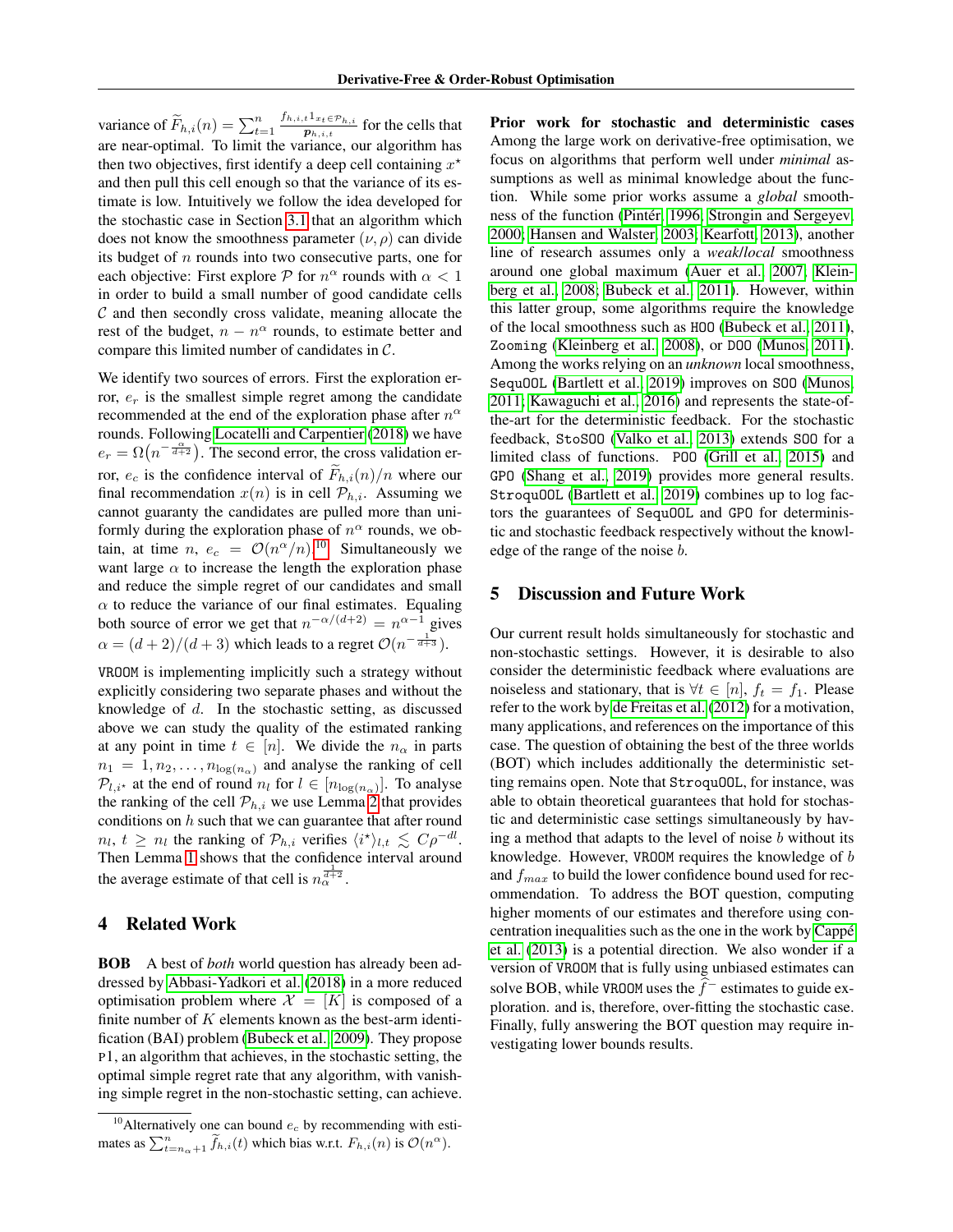variance of $\widetilde{F}_{h,i}(n) = \sum_{t=1}^{n} \frac{f_{h,i,t} 1_{x_t \in \mathcal{P}_{h,i}}}{\boldsymbol{p}_{h,i,t}}$ for the cells that are near-optimal. To limit the variance, our algorithm has then two objectives, first identify a deep cell containing $x^\star$ and then pull this cell enough so that the variance of its estimate is low. Intuitively we follow the idea developed for the stochastic case in Section 3.1 that an algorithm which does not know the smoothness parameter $(\nu, \rho)$ can divide its budget of $n$ rounds into two consecutive parts, one for each objective: First explore $\mathcal{P}$ for $n^\alpha$ rounds with $\alpha < 1$ in order to build a small number of good candidate cells $\mathcal{C}$ and then secondly cross validate, meaning allocate the rest of the budget, $n - n^\alpha$ rounds, to estimate better and compare this limited number of candidates in $\mathcal{C}$.

We identify two sources of errors. First the exploration error, $e_r$ is the smallest simple regret among the candidate recommended at the end of the exploration phase after $n^\alpha$ rounds. Following Locatelli and Carpentier (2018) we have $e_r = \Omega\big(n^{-\frac{\alpha}{d+2}}\big)$. The second error, the cross validation error, $e_c$ is the confidence interval of $\widetilde{F}_{h,i}(n)/n$ where our final recommendation $x(n)$ is in cell $\mathcal{P}_{h,i}$. Assuming we cannot guaranty the candidates are pulled more than uniformly during the exploration phase of $n^\alpha$ rounds, we obtain, at time $n$, $e_c = \mathcal{O}(n^\alpha/n)$.[10] Simultaneously we want large $\alpha$ to increase the length the exploration phase and reduce the simple regret of our candidates and small $\alpha$ to reduce the variance of our final estimates. Equaling both source of error we get that $n^{-\alpha/(d+2)} = n^{\alpha-1}$ gives $\alpha = (d+2)/(d+3)$ which leads to a regret $\mathcal{O}(n^{-\frac{1}{d+3}})$.

VROOM is implementing implicitly such a strategy without explicitly considering two separate phases and without the knowledge of $d$. In the stochastic setting, as discussed above we can study the quality of the estimated ranking at any point in time $t \in [n]$. We divide the $n_\alpha$ in parts $n_1 = 1, n_2, \ldots, n_{\log(n_\alpha)}$ and analyse the ranking of cell $\mathcal{P}_{l,i^\star}$ at the end of round $n_l$ for $l \in [n_{\log(n_\alpha)}]$. To analyse the ranking of the cell $\mathcal{P}_{h,i}$ we use Lemma 2 that provides conditions on $h$ such that we can guarantee that after round $n_l$, $t \geq n_l$ the ranking of $\mathcal{P}_{h,i}$ verifies $\langle i^\star \rangle_{l,t} \lesssim C\rho^{-dl}$. Then Lemma 1 shows that the confidence interval around the average estimate of that cell is $n_\alpha^{\frac{1}{d+2}}$.

## 4 Related Work

**BOB** A best of *both* world question has already been addressed by Abbasi-Yadkori et al. (2018) in a more reduced optimisation problem where $\mathcal{X} = [K]$ is composed of a finite number of $K$ elements known as the best-arm identification (BAI) problem (Bubeck et al., 2009). They propose P1, an algorithm that achieves, in the stochastic setting, the optimal simple regret rate that any algorithm, with vanishing simple regret in the non-stochastic setting, can achieve.

**Prior work for stochastic and deterministic cases** Among the large work on derivative-free optimisation, we focus on algorithms that perform well under *minimal* assumptions as well as minimal knowledge about the function. While some prior works assume a *global* smoothness of the function (Pintér, 1996; Strongin and Sergeyev, 2000; Hansen and Walster, 2003; Kearfott, 2013), another line of research assumes only a *weak/local* smoothness around one global maximum (Auer et al., 2007; Kleinberg et al., 2008; Bubeck et al., 2011). However, within this latter group, some algorithms require the knowledge of the local smoothness such as HOO (Bubeck et al., 2011), Zooming (Kleinberg et al., 2008), or DOO (Munos, 2011). Among the works relying on an *unknown* local smoothness, SequOOL (Bartlett et al., 2019) improves on SOO (Munos, 2011; Kawaguchi et al., 2016) and represents the state-of-the-art for the deterministic feedback. For the stochastic feedback, StoSOO (Valko et al., 2013) extends SOO for a limited class of functions. POO (Grill et al., 2015) and GPO (Shang et al., 2019) provides more general results. StroquOOL (Bartlett et al., 2019) combines up to log factors the guarantees of SequOOL and GPO for deterministic and stochastic feedback respectively without the knowledge of the range of the noise $b$.

## 5 Discussion and Future Work

Our current result holds simultaneously for stochastic and non-stochastic settings. However, it is desirable to also consider the deterministic feedback where evaluations are noiseless and stationary, that is $\forall t \in [n]$, $f_t = f_1$. Please refer to the work by de Freitas et al. (2012) for a motivation, many applications, and references on the importance of this case. The question of obtaining the best of the three worlds (BOT) which includes additionally the deterministic setting remains open. Note that StroquOOL, for instance, was able to obtain theoretical guarantees that hold for stochastic and deterministic case settings simultaneously by having a method that adapts to the level of noise $b$ without its knowledge. However, VROOM requires the knowledge of $b$ and $f_{max}$ to build the lower confidence bound used for recommendation. To address the BOT question, computing higher moments of our estimates and therefore using concentration inequalities such as the one in the work by Cappé et al. (2013) is a potential direction. We also wonder if a version of VROOM that is fully using unbiased estimates can solve BOB, while VROOM uses the $\widehat{f}^-$ estimates to guide exploration. and is, therefore, over-fitting the stochastic case. Finally, fully answering the BOT question may require investigating lower bounds results.

[10] Alternatively one can bound $e_c$ by recommending with estimates as $\sum_{t=n_\alpha+1}^{n} \widetilde{f}_{h,i}(t)$ which bias w.r.t. $F_{h,i}(n)$ is $\mathcal{O}(n^\alpha)$.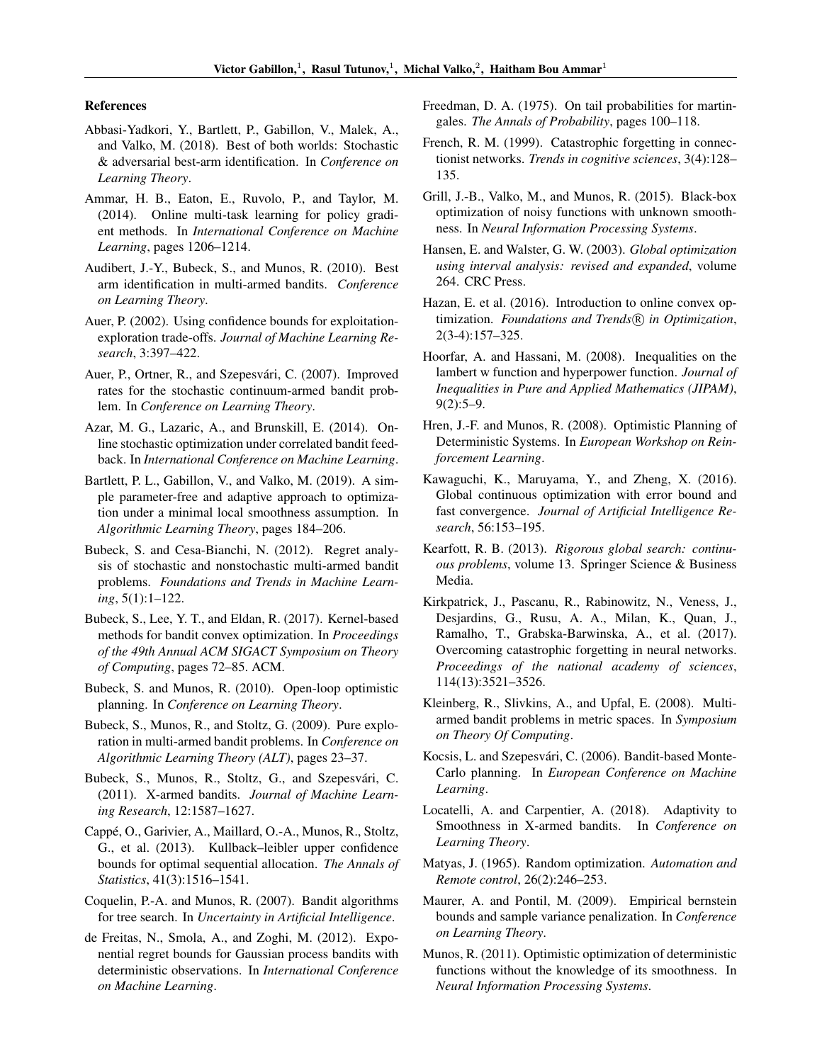## References

Abbasi-Yadkori, Y., Bartlett, P., Gabillon, V., Malek, A., and Valko, M. (2018). Best of both worlds: Stochastic & adversarial best-arm identification. In *Conference on Learning Theory*.

Ammar, H. B., Eaton, E., Ruvolo, P., and Taylor, M. (2014). Online multi-task learning for policy gradient methods. In *International Conference on Machine Learning*, pages 1206–1214.

Audibert, J.-Y., Bubeck, S., and Munos, R. (2010). Best arm identification in multi-armed bandits. *Conference on Learning Theory*.

Auer, P. (2002). Using confidence bounds for exploitation-exploration trade-offs. *Journal of Machine Learning Research*, 3:397–422.

Auer, P., Ortner, R., and Szepesvári, C. (2007). Improved rates for the stochastic continuum-armed bandit problem. In *Conference on Learning Theory*.

Azar, M. G., Lazaric, A., and Brunskill, E. (2014). Online stochastic optimization under correlated bandit feedback. In *International Conference on Machine Learning*.

Bartlett, P. L., Gabillon, V., and Valko, M. (2019). A simple parameter-free and adaptive approach to optimization under a minimal local smoothness assumption. In *Algorithmic Learning Theory*, pages 184–206.

Bubeck, S. and Cesa-Bianchi, N. (2012). Regret analysis of stochastic and nonstochastic multi-armed bandit problems. *Foundations and Trends in Machine Learning*, 5(1):1–122.

Bubeck, S., Lee, Y. T., and Eldan, R. (2017). Kernel-based methods for bandit convex optimization. In *Proceedings of the 49th Annual ACM SIGACT Symposium on Theory of Computing*, pages 72–85. ACM.

Bubeck, S. and Munos, R. (2010). Open-loop optimistic planning. In *Conference on Learning Theory*.

Bubeck, S., Munos, R., and Stoltz, G. (2009). Pure exploration in multi-armed bandit problems. In *Conference on Algorithmic Learning Theory (ALT)*, pages 23–37.

Bubeck, S., Munos, R., Stoltz, G., and Szepesvári, C. (2011). X-armed bandits. *Journal of Machine Learning Research*, 12:1587–1627.

Cappé, O., Garivier, A., Maillard, O.-A., Munos, R., Stoltz, G., et al. (2013). Kullback–leibler upper confidence bounds for optimal sequential allocation. *The Annals of Statistics*, 41(3):1516–1541.

Coquelin, P.-A. and Munos, R. (2007). Bandit algorithms for tree search. In *Uncertainty in Artificial Intelligence*.

de Freitas, N., Smola, A., and Zoghi, M. (2012). Exponential regret bounds for Gaussian process bandits with deterministic observations. In *International Conference on Machine Learning*.

Freedman, D. A. (1975). On tail probabilities for martingales. *The Annals of Probability*, pages 100–118.

French, R. M. (1999). Catastrophic forgetting in connectionist networks. *Trends in cognitive sciences*, 3(4):128–135.

Grill, J.-B., Valko, M., and Munos, R. (2015). Black-box optimization of noisy functions with unknown smoothness. In *Neural Information Processing Systems*.

Hansen, E. and Walster, G. W. (2003). *Global optimization using interval analysis: revised and expanded*, volume 264. CRC Press.

Hazan, E. et al. (2016). Introduction to online convex optimization. *Foundations and Trends® in Optimization*, 2(3-4):157–325.

Hoorfar, A. and Hassani, M. (2008). Inequalities on the lambert w function and hyperpower function. *Journal of Inequalities in Pure and Applied Mathematics (JIPAM)*, 9(2):5–9.

Hren, J.-F. and Munos, R. (2008). Optimistic Planning of Deterministic Systems. In *European Workshop on Reinforcement Learning*.

Kawaguchi, K., Maruyama, Y., and Zheng, X. (2016). Global continuous optimization with error bound and fast convergence. *Journal of Artificial Intelligence Research*, 56:153–195.

Kearfott, R. B. (2013). *Rigorous global search: continuous problems*, volume 13. Springer Science & Business Media.

Kirkpatrick, J., Pascanu, R., Rabinowitz, N., Veness, J., Desjardins, G., Rusu, A. A., Milan, K., Quan, J., Ramalho, T., Grabska-Barwinska, A., et al. (2017). Overcoming catastrophic forgetting in neural networks. *Proceedings of the national academy of sciences*, 114(13):3521–3526.

Kleinberg, R., Slivkins, A., and Upfal, E. (2008). Multi-armed bandit problems in metric spaces. In *Symposium on Theory Of Computing*.

Kocsis, L. and Szepesvári, C. (2006). Bandit-based Monte-Carlo planning. In *European Conference on Machine Learning*.

Locatelli, A. and Carpentier, A. (2018). Adaptivity to Smoothness in X-armed bandits. In *Conference on Learning Theory*.

Matyas, J. (1965). Random optimization. *Automation and Remote control*, 26(2):246–253.

Maurer, A. and Pontil, M. (2009). Empirical bernstein bounds and sample variance penalization. In *Conference on Learning Theory*.

Munos, R. (2011). Optimistic optimization of deterministic functions without the knowledge of its smoothness. In *Neural Information Processing Systems*.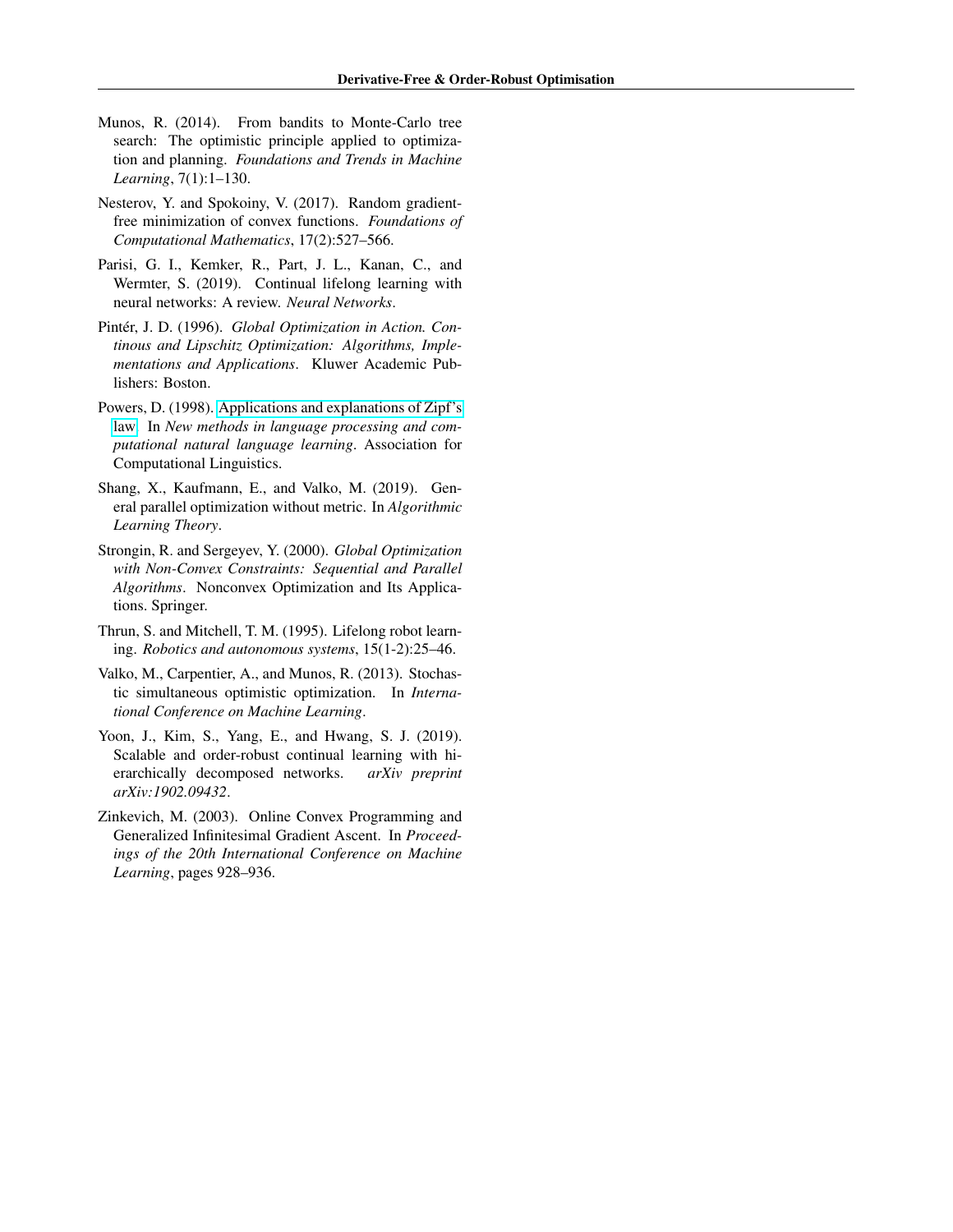Munos, R. (2014). From bandits to Monte-Carlo tree search: The optimistic principle applied to optimization and planning. *Foundations and Trends in Machine Learning*, 7(1):1–130.

Nesterov, Y. and Spokoiny, V. (2017). Random gradient-free minimization of convex functions. *Foundations of Computational Mathematics*, 17(2):527–566.

Parisi, G. I., Kemker, R., Part, J. L., Kanan, C., and Wermter, S. (2019). Continual lifelong learning with neural networks: A review. *Neural Networks*.

Pintér, J. D. (1996). *Global Optimization in Action. Continous and Lipschitz Optimization: Algorithms, Implementations and Applications*. Kluwer Academic Publishers: Boston.

Powers, D. (1998). Applications and explanations of Zipf's law. In *New methods in language processing and computational natural language learning*. Association for Computational Linguistics.

Shang, X., Kaufmann, E., and Valko, M. (2019). General parallel optimization without metric. In *Algorithmic Learning Theory*.

Strongin, R. and Sergeyev, Y. (2000). *Global Optimization with Non-Convex Constraints: Sequential and Parallel Algorithms*. Nonconvex Optimization and Its Applications. Springer.

Thrun, S. and Mitchell, T. M. (1995). Lifelong robot learning. *Robotics and autonomous systems*, 15(1-2):25–46.

Valko, M., Carpentier, A., and Munos, R. (2013). Stochastic simultaneous optimistic optimization. In *International Conference on Machine Learning*.

Yoon, J., Kim, S., Yang, E., and Hwang, S. J. (2019). Scalable and order-robust continual learning with hierarchically decomposed networks. *arXiv preprint arXiv:1902.09432*.

Zinkevich, M. (2003). Online Convex Programming and Generalized Infinitesimal Gradient Ascent. In *Proceedings of the 20th International Conference on Machine Learning*, pages 928–936.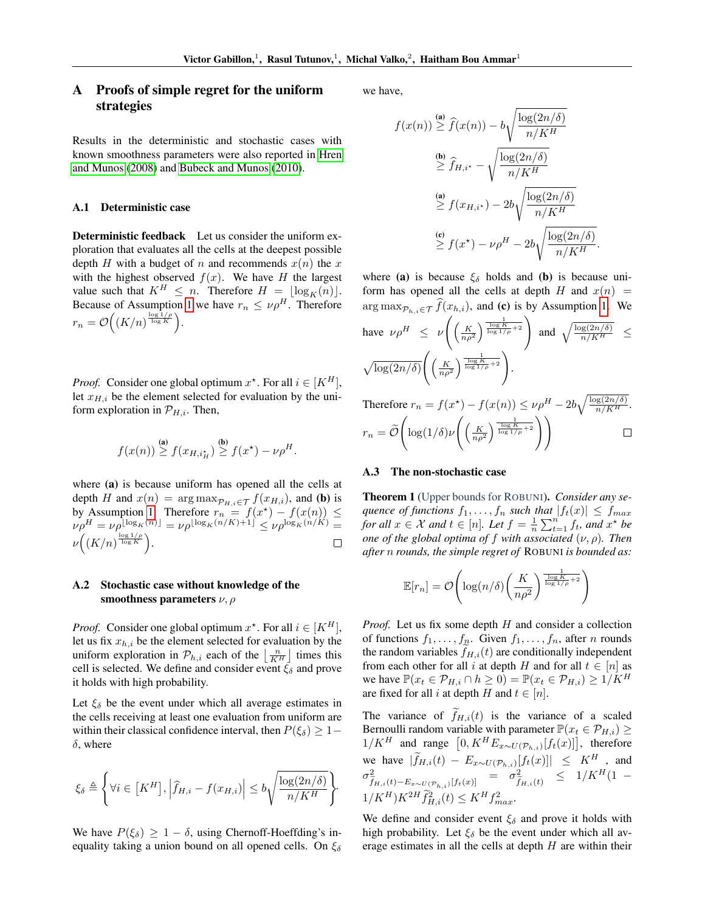# A Proofs of simple regret for the uniform strategies

Results in the deterministic and stochastic cases with known smoothness parameters were also reported in Hren and Munos (2008) and Bubeck and Munos (2010).

### A.1 Deterministic case

**Deterministic feedback** Let us consider the uniform exploration that evaluates all the cells at the deepest possible depth $H$ with a budget of $n$ and recommends $x(n)$ the $x$ with the highest observed $f(x)$. We have $H$ the largest value such that $K^H \leq n$. Therefore $H = \lfloor \log_K(n) \rfloor$. Because of Assumption 1 we have $r_n \leq \nu\rho^H$. Therefore $r_n = \mathcal{O}\Big((K/n)^{\frac{\log 1/\rho}{\log K}}\Big)$.

*Proof.* Consider one global optimum $x^\star$. For all $i \in [K^H]$, let $x_{H,i}$ be the element selected for evaluation by the uniform exploration in $\mathcal{P}_{H,i}$. Then,

$$f(x(n)) \overset{\textbf{(a)}}{\geq} f(x_{H,i^\star_H}) \overset{\textbf{(b)}}{\geq} f(x^\star) - \nu\rho^H.$$

where **(a)** is because uniform has opened all the cells at depth $H$ and $x(n) = \arg\max_{\mathcal{P}_{H,i} \in \mathcal{T}} f(x_{H,i})$, and **(b)** is by Assumption 1. Therefore $r_n = f(x^\star) - f(x(n)) \leq \nu\rho^H = \nu\rho^{\lfloor \log_K(n) \rfloor} = \nu\rho^{\lfloor \log_K(n/K)+1 \rfloor} \leq \nu\rho^{\log_K(n/K)} = \nu\Big((K/n)^{\frac{\log 1/\rho}{\log K}}\Big)$. □

### A.2 Stochastic case without knowledge of the smoothness parameters $\nu, \rho$

*Proof.* Consider one global optimum $x^\star$. For all $i \in [K^H]$, let us fix $x_{h,i}$ be the element selected for evaluation by the uniform exploration in $\mathcal{P}_{h,i}$ each of the $\lfloor \frac{n}{K^H} \rfloor$ times this cell is selected. We define and consider event $\xi_\delta$ and prove it holds with high probability.

Let $\xi_\delta$ be the event under which all average estimates in the cells receiving at least one evaluation from uniform are within their classical confidence interval, then $P(\xi_\delta) \geq 1 - \delta$, where

$$\xi_\delta \triangleq \left\{ \forall i \in \left[K^H\right], \left| \widehat{f}_{H,i} - f(x_{H,i}) \right| \leq b\sqrt{\frac{\log(2n/\delta)}{n/K^H}} \right\}.$$

We have $P(\xi_\delta) \geq 1 - \delta$, using Chernoff-Hoeffding's inequality taking a union bound on all opened cells. On $\xi_\delta$ we have,

$$\begin{aligned}
f(x(n)) &\overset{\textbf{(a)}}{\geq} \widehat{f}(x(n)) - b\sqrt{\frac{\log(2n/\delta)}{n/K^H}} \\
&\overset{\textbf{(b)}}{\geq} \widehat{f}_{H,i^\star} - \sqrt{\frac{\log(2n/\delta)}{n/K^H}} \\
&\overset{\textbf{(a)}}{\geq} f(x_{H,i^\star}) - 2b\sqrt{\frac{\log(2n/\delta)}{n/K^H}} \\
&\overset{\textbf{(c)}}{\geq} f(x^\star) - \nu\rho^H - 2b\sqrt{\frac{\log(2n/\delta)}{n/K^H}}.
\end{aligned}$$

where **(a)** is because $\xi_\delta$ holds and **(b)** is because uniform has opened all the cells at depth $H$ and $x(n) = \arg\max_{\mathcal{P}_{h,i} \in \mathcal{T}} \widehat{f}(x_{h,i})$, and **(c)** is by Assumption 1. We have $\nu\rho^H \leq \nu\left(\left(\frac{K}{n\rho^2}\right)^{\frac{1}{\frac{\log K}{\log 1/\rho}+2}}\right)$ and $\sqrt{\frac{\log(2n/\delta)}{n/K^H}} \leq \sqrt{\log(2n/\delta)}\left(\left(\frac{K}{n\rho^2}\right)^{\frac{1}{\frac{\log K}{\log 1/\rho}+2}}\right)$.

Therefore $r_n = f(x^\star) - f(x(n)) \leq \nu\rho^H - 2b\sqrt{\frac{\log(2n/\delta)}{n/K^H}}$.

$r_n = \widetilde{\mathcal{O}}\left(\log(1/\delta)\nu\left(\left(\frac{K}{n\rho^2}\right)^{\frac{1}{\frac{\log K}{\log 1/\rho}+2}}\right)\right)$ □

### A.3 The non-stochastic case

**Theorem 1** (Upper bounds for ROBUNI). *Consider any sequence of functions $f_1, \ldots, f_n$ such that $|f_t(x)| \leq f_{max}$ for all $x \in \mathcal{X}$ and $t \in [n]$. Let $f = \frac{1}{n}\sum_{t=1}^n f_t$, and $x^\star$ be one of the global optima of $f$ with associated $(\nu, \rho)$. Then after $n$ rounds, the simple regret of* ROBUNI *is bounded as:*

$$\mathbb{E}[r_n] = \mathcal{O}\left(\log(n/\delta)\left(\frac{K}{n\rho^2}\right)^{\frac{1}{\frac{\log K}{\log 1/\rho}+2}}\right)$$

*Proof.* Let us fix some depth $H$ and consider a collection of functions $f_1, \ldots, f_{\underline{n}}$. Given $f_1, \ldots, f_n$, after $n$ rounds the random variables $\widetilde{f}_{H,i}(t)$ are conditionally independent from each other for all $i$ at depth $H$ and for all $t \in [n]$ as we have $\mathbb{P}(x_t \in \mathcal{P}_{H,i} \cap h \geq 0) = \mathbb{P}(x_t \in \mathcal{P}_{H,i}) \geq 1/K^H$ are fixed for all $i$ at depth $H$ and $t \in [n]$.

The variance of $\widetilde{f}_{H,i}(t)$ is the variance of a scaled Bernoulli random variable with parameter $\mathbb{P}(x_t \in \mathcal{P}_{H,i}) \geq 1/K^H$ and range $\left[0, K^H E_{x \sim U(\mathcal{P}_{h,i})}[f_t(x)]\right]$, therefore we have $|\widetilde{f}_{H,i}(t) - E_{x \sim U(\mathcal{P}_{h,i})}[f_t(x)]| \leq K^H$ , and $\sigma^2_{\widetilde{f}_{H,i}(t) - E_{x \sim U(\mathcal{P}_{h,i})}[f_t(x)]} = \sigma^2_{\widetilde{f}_{H,i}(t)} \leq 1/K^H(1 - 1/K^H)K^{2H}\widetilde{f}^2_{H,i}(t) \leq K^H f^2_{max}$.

We define and consider event $\xi_\delta$ and prove it holds with high probability. Let $\xi_\delta$ be the event under which all average estimates in all the cells at depth $H$ are within their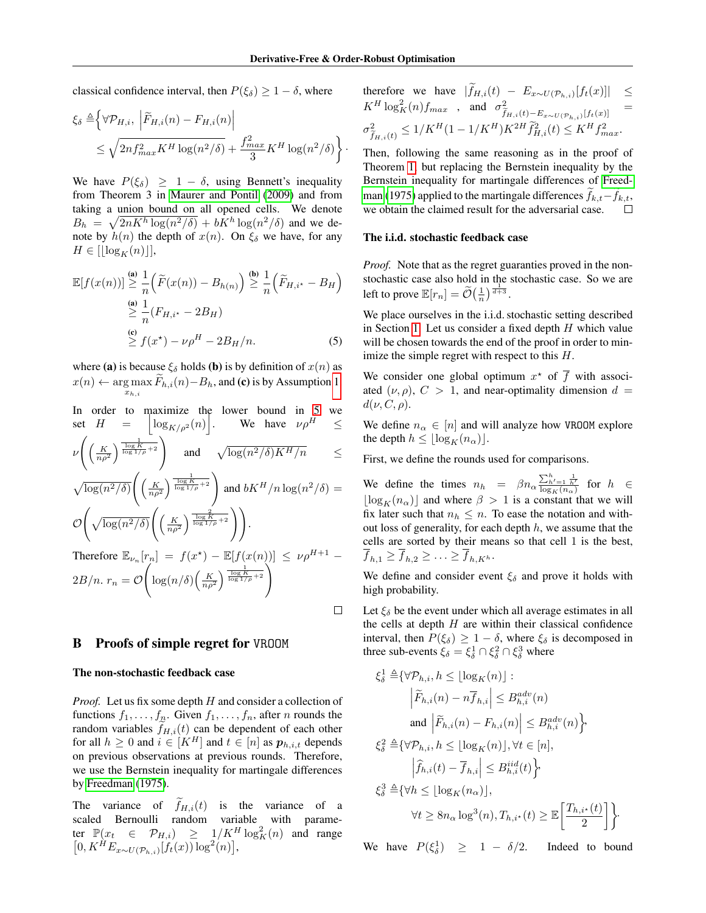classical confidence interval, then $P(\xi_\delta) \geq 1-\delta$, where

$$\xi_\delta \triangleq \Big\{ \forall \mathcal{P}_{H,i},\ \Big|\widetilde{F}_{H,i}(n) - F_{H,i}(n)\Big| \leq \sqrt{2nf_{max}^2 K^H \log(n^2/\delta)} + \frac{f_{max}^2}{3} K^H \log(n^2/\delta) \Big\}.$$

We have $P(\xi_\delta) \geq 1-\delta$, using Bennett's inequality from Theorem 3 in Maurer and Pontil (2009) and from taking a union bound on all opened cells. We denote $B_h = \sqrt{2nK^h \log(n^2/\delta)} + bK^h \log(n^2/\delta)$ and we denote by $h(n)$ the depth of $x(n)$. On $\xi_\delta$ we have, for any $H \in [\lfloor \log_K(n) \rfloor]$,

$$\begin{aligned}
\mathbb{E}[f(x(n))] &\overset{\textbf{(a)}}{\geq} \frac{1}{n}\Big(\widetilde{F}(x(n)) - B_{h(n)}\Big) \overset{\textbf{(b)}}{\geq} \frac{1}{n}\Big(\widetilde{F}_{H,i^\star} - B_H\Big)\\
&\overset{\textbf{(a)}}{\geq} \frac{1}{n}(F_{H,i^\star} - 2B_H)\\
&\overset{\textbf{(c)}}{\geq} f(x^\star) - \nu\rho^H - 2B_H/n. \qquad (5)
\end{aligned}$$

where **(a)** is because $\xi_\delta$ holds **(b)** is by definition of $x(n)$ as $x(n) \leftarrow \arg\max_{x_{h,i}} \widetilde{F}_{h,i}(n) - B_h$, and **(c)** is by Assumption 1.

In order to maximize the lower bound in 5 we set $H = \Big\lfloor \log_{K/\rho^2}(n) \Big\rfloor$. We have $\nu\rho^H \leq \nu\left(\left(\frac{K}{n\rho^2}\right)^{\frac{1}{\frac{\log K}{\log 1/\rho}+2}}\right)$ and $\sqrt{\log(n^2/\delta)K^H/n} \leq \sqrt{\log(n^2/\delta)}\left(\left(\frac{K}{n\rho^2}\right)^{\frac{1}{\frac{\log K}{\log 1/\rho}+2}}\right)$ and $bK^H/n\log(n^2/\delta) = \mathcal{O}\left(\sqrt{\log(n^2/\delta)}\left(\left(\frac{K}{n\rho^2}\right)^{\frac{2}{\frac{\log K}{\log 1/\rho}+2}}\right)\right)$.

Therefore $\mathbb{E}_{\nu_n}[r_n] = f(x^\star) - \mathbb{E}[f(x(n))] \leq \nu\rho^{H+1} - 2B/n$. $r_n = \mathcal{O}\left(\log(n/\delta)\left(\frac{K}{n\rho^2}\right)^{\frac{1}{\frac{\log K}{\log 1/\rho}+2}}\right)$

□

## B Proofs of simple regret for VROOM

### The non-stochastic feedback case

*Proof.* Let us fix some depth $H$ and consider a collection of functions $f_1, \ldots, f_n$. Given $f_1, \ldots, f_n$, after $n$ rounds the random variables $\widetilde{f}_{H,i}(t)$ can be dependent of each other for all $h \geq 0$ and $i \in [K^H]$ and $t \in [n]$ as $\boldsymbol{p}_{h,i,t}$ depends on previous observations at previous rounds. Therefore, we use the Bernstein inequality for martingale differences by Freedman (1975).

The variance of $\widetilde{f}_{H,i}(t)$ is the variance of a scaled Bernoulli random variable with parameter $\mathbb{P}(x_t \in \mathcal{P}_{H,i}) \geq 1/K^H \log_K^2(n)$ and range $\left[0, K^H E_{x\sim U(\mathcal{P}_{h,i})}[f_t(x)]\log^2(n)\right]$, therefore we have $|\widetilde{f}_{H,i}(t) - E_{x\sim U(\mathcal{P}_{h,i})}[f_t(x)]| \leq K^H \log_K^2(n) f_{max}$, and $\sigma^2_{\widetilde{f}_{H,i}(t) - E_{x\sim U(\mathcal{P}_{h,i})}[f_t(x)]} = \sigma^2_{\widetilde{f}_{H,i}(t)} \leq 1/K^H(1-1/K^H)K^{2H}\widetilde{f}^2_{H,i}(t) \leq K^H f^2_{max}$.

Then, following the same reasoning as in the proof of Theorem 1, but replacing the Bernstein inequality by the Bernstein inequality for martingale differences of Freedman (1975) applied to the martingale differences $\widetilde{f}_{k,t} - f_{k,t}$, we obtain the claimed result for the adversarial case. □

### The i.i.d. stochastic feedback case

*Proof.* Note that as the regret guaranties proved in the non-stochastic case also hold in the stochastic case. So we are left to prove $\mathbb{E}[r_n] = \widetilde{\mathcal{O}}\big(\frac{1}{n}\big)^{\frac{1}{d+3}}$.

We place ourselves in the i.i.d. stochastic setting described in Section 1. Let us consider a fixed depth $H$ which value will be chosen towards the end of the proof in order to minimize the simple regret with respect to this $H$.

We consider one global optimum $x^\star$ of $\overline{f}$ with associated $(\nu, \rho)$, $C > 1$, and near-optimality dimension $d = d(\nu, C, \rho)$.

We define $n_\alpha \in [n]$ and will analyze how VROOM explore the depth $h \leq \lfloor \log_K(n_\alpha) \rfloor$.

First, we define the rounds used for comparisons.

We define the times $n_h = \beta n_\alpha \frac{\sum_{h'=1}^h \frac{1}{h'}}{\log_K(n_\alpha)}$ for $h \in \lfloor \log_K(n_\alpha) \rfloor$ and where $\beta > 1$ is a constant that we will fix later such that $n_h \leq n$. To ease the notation and without loss of generality, for each depth $h$, we assume that the cells are sorted by their means so that cell 1 is the best, $\overline{f}_{h,1} \geq \overline{f}_{h,2} \geq \ldots \geq \overline{f}_{h,K^h}$.

We define and consider event $\xi_\delta$ and prove it holds with high probability.

Let $\xi_\delta$ be the event under which all average estimates in all the cells at depth $H$ are within their classical confidence interval, then $P(\xi_\delta) \geq 1-\delta$, where $\xi_\delta$ is decomposed in three sub-events $\xi_\delta = \xi^1_\delta \cap \xi^2_\delta \cap \xi^3_\delta$ where

$$\begin{aligned}
\xi^1_\delta \triangleq &\Big\{\forall \mathcal{P}_{h,i}, h \leq \lfloor \log_K(n) \rfloor :\\
&\Big|\widetilde{F}_{h,i}(n) - n\overline{f}_{h,i}\Big| \leq B^{adv}_{h,i}(n)\\
&\text{and } \Big|\widetilde{F}_{h,i}(n) - F_{h,i}(n)\Big| \leq B^{adv}_{h,i}(n)\Big\},\\
\xi^2_\delta \triangleq &\Big\{\forall \mathcal{P}_{h,i}, h \leq \lfloor \log_K(n) \rfloor, \forall t \in [n],\\
&\Big|\widehat{f}_{h,i}(t) - \overline{f}_{h,i}\Big| \leq B^{iid}_{h,i}(t)\Big\},\\
\xi^3_\delta \triangleq &\Big\{\forall h \leq \lfloor \log_K(n_\alpha) \rfloor,\\
&\forall t \geq 8n_\alpha \log^3(n), T_{h,i^\star}(t) \geq \mathbb{E}\left[\frac{T_{h,i^\star}(t)}{2}\right]\Big\}.
\end{aligned}$$

We have $P(\xi^1_\delta) \geq 1 - \delta/2$. Indeed to bound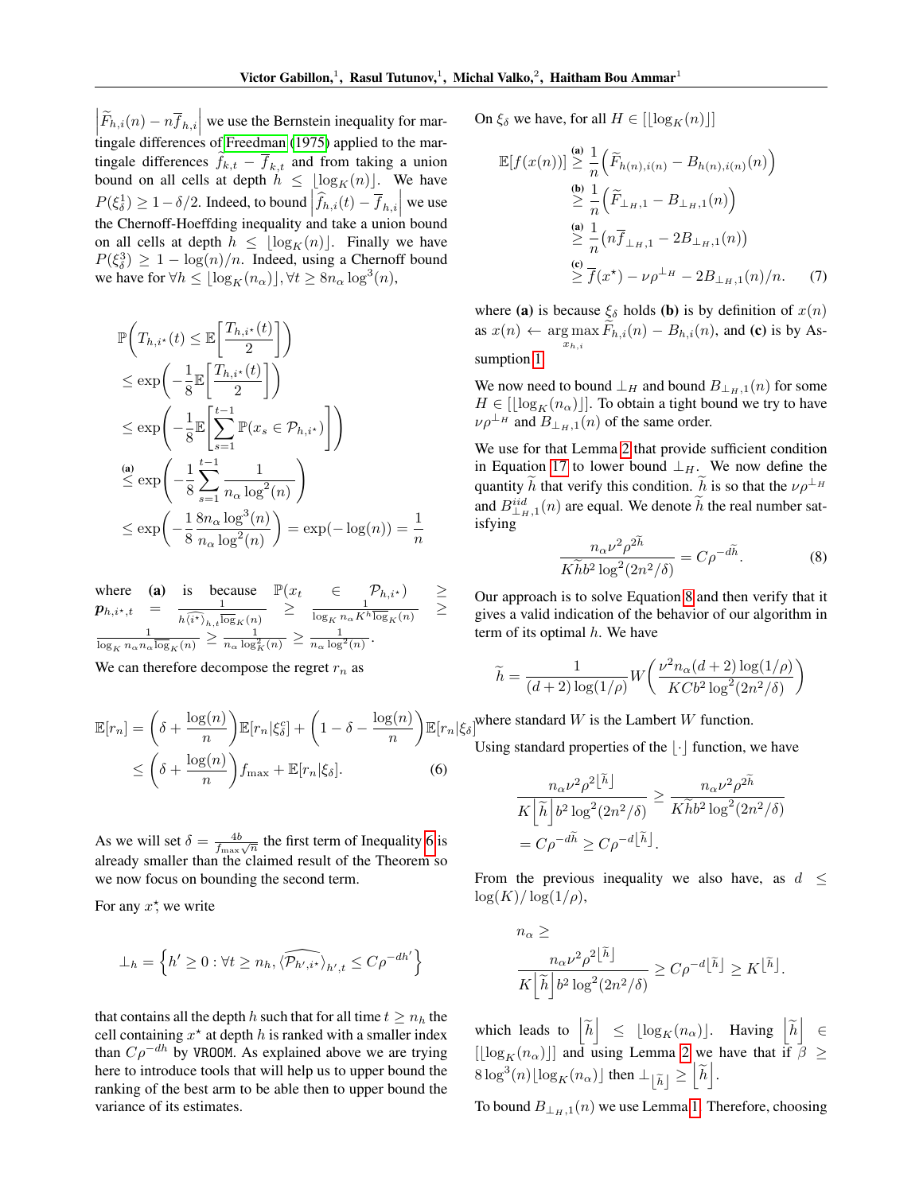$\left|\widetilde{F}_{h,i}(n) - n\overline{f}_{h,i}\right|$ we use the Bernstein inequality for martingale differences of Freedman (1975) applied to the martingale differences $\widehat{f}_{k,t} - \overline{f}_{k,t}$ and from taking a union bound on all cells at depth $h \leq \lfloor \log_K(n) \rfloor$. We have $P(\xi^1_\delta) \geq 1 - \delta/2$. Indeed, to bound $\left|\widehat{f}_{h,i}(t) - \overline{f}_{h,i}\right|$ we use the Chernoff-Hoeffding inequality and take a union bound on all cells at depth $h \leq \lfloor \log_K(n) \rfloor$. Finally we have $P(\xi^3_\delta) \geq 1 - \log(n)/n$. Indeed, using a Chernoff bound we have for $\forall h \leq \lfloor \log_K(n_\alpha) \rfloor, \forall t \geq 8 n_\alpha \log^3(n)$,

$$
\begin{aligned}
&\mathbb{P}\left(T_{h,i^\star}(t) \leq \mathbb{E}\left[\frac{T_{h,i^\star}(t)}{2}\right]\right) \\
&\leq \exp\left(-\frac{1}{8}\mathbb{E}\left[\frac{T_{h,i^\star}(t)}{2}\right]\right) \\
&\leq \exp\left(-\frac{1}{8}\mathbb{E}\left[\sum_{s=1}^{t-1}\mathbb{P}(x_s \in \mathcal{P}_{h,i^\star})\right]\right) \\
&\overset{\textbf{(a)}}{\leq} \exp\left(-\frac{1}{8}\sum_{s=1}^{t-1}\frac{1}{n_\alpha \log^2(n)}\right) \\
&\leq \exp\left(-\frac{1}{8}\frac{8 n_\alpha \log^3(n)}{n_\alpha \log^2(n)}\right) = \exp(-\log(n)) = \frac{1}{n}
\end{aligned}
$$

where **(a)** is because $\mathbb{P}(x_t \in \mathcal{P}_{h,i^\star}) \geq p_{h,i^\star,t} = \frac{1}{h \widehat{\langle i^\star \rangle}_{h,t} \overline{\log}_K(n)} \geq \frac{1}{\log_K n_\alpha K^h \overline{\log}_K(n)} \geq \frac{1}{\log_K n_\alpha n_\alpha \overline{\log}_K(n)} \geq \frac{1}{n_\alpha \log^2_K(n)} \geq \frac{1}{n_\alpha \log^2(n)}$.

We can therefore decompose the regret $r_n$ as

$$
\begin{aligned}
\mathbb{E}[r_n] &= \left(\delta + \frac{\log(n)}{n}\right)\mathbb{E}[r_n|\xi^c_\delta] + \left(1 - \delta - \frac{\log(n)}{n}\right)\mathbb{E}[r_n|\xi_\delta] \\
&\leq \left(\delta + \frac{\log(n)}{n}\right) f_{\max} + \mathbb{E}[r_n|\xi_\delta]. \qquad (6)
\end{aligned}
$$

As we will set $\delta = \frac{4b}{f_{\max}\sqrt{n}}$ the first term of Inequality 6 is already smaller than the claimed result of the Theorem so we now focus on bounding the second term.

For any $x^\star$, we write

$$
\perp_h = \left\{h' \geq 0 : \forall t \geq n_h, \widehat{\langle \mathcal{P}_{h',i^\star} \rangle}_{h',t} \leq C\rho^{-dh'}\right\}
$$

that contains all the depth $h$ such that for all time $t \geq n_h$ the cell containing $x^\star$ at depth $h$ is ranked with a smaller index than $C\rho^{-dh}$ by VROOM. As explained above we are trying here to introduce tools that will help us to upper bound the ranking of the best arm to be able then to upper bound the variance of its estimates.

On $\xi_\delta$ we have, for all $H \in [\lfloor \log_K(n) \rfloor]$

$$
\begin{aligned}
\mathbb{E}[f(x(n))] &\overset{\textbf{(a)}}{\geq} \frac{1}{n}\left(\widetilde{F}_{h(n),i(n)} - B_{h(n),i(n)}(n)\right) \\
&\overset{\textbf{(b)}}{\geq} \frac{1}{n}\left(\widetilde{F}_{\perp_H,1} - B_{\perp_H,1}(n)\right) \\
&\overset{\textbf{(a)}}{\geq} \frac{1}{n}\left(n\overline{f}_{\perp_H,1} - 2B_{\perp_H,1}(n)\right) \\
&\overset{\textbf{(c)}}{\geq} \overline{f}(x^\star) - \nu\rho^{\perp_H} - 2B_{\perp_H,1}(n)/n. \qquad (7)
\end{aligned}
$$

where **(a)** is because $\xi_\delta$ holds **(b)** is by definition of $x(n)$ as $x(n) \leftarrow \arg\max_{x_{h,i}} \widetilde{F}_{h,i}(n) - B_{h,i}(n)$, and **(c)** is by Assumption 1.

We now need to bound $\perp_H$ and bound $B_{\perp_H,1}(n)$ for some $H \in [\lfloor \log_K(n_\alpha) \rfloor]$. To obtain a tight bound we try to have $\nu\rho^{\perp_H}$ and $B_{\perp_H,1}(n)$ of the same order.

We use for that Lemma 2 that provide sufficient condition in Equation 17 to lower bound $\perp_H$. We now define the quantity $\widetilde{h}$ that verify this condition. $\widetilde{h}$ is so that the $\nu\rho^{\perp_H}$ and $B^{iid}_{\perp_H,1}(n)$ are equal. We denote $\widetilde{h}$ the real number satisfying

$$
\frac{n_\alpha \nu^2 \rho^{2\widetilde{h}}}{K\widetilde{h}b^2 \log^2(2n^2/\delta)} = C\rho^{-d\widetilde{h}}. \qquad (8)
$$

Our approach is to solve Equation 8 and then verify that it gives a valid indication of the behavior of our algorithm in term of its optimal $h$. We have

$$
\widetilde{h} = \frac{1}{(d+2)\log(1/\rho)} W\left(\frac{\nu^2 n_\alpha (d+2)\log(1/\rho)}{KCb^2 \log^2(2n^2/\delta)}\right)
$$

where standard $W$ is the Lambert $W$ function.

Using standard properties of the $\lfloor \cdot \rfloor$ function, we have

$$
\begin{aligned}
&\frac{n_\alpha \nu^2 \rho^{2\lfloor \widetilde{h} \rfloor}}{K\left\lfloor \widetilde{h} \right\rfloor b^2 \log^2(2n^2/\delta)} \geq \frac{n_\alpha \nu^2 \rho^{2\widetilde{h}}}{K\widetilde{h}b^2 \log^2(2n^2/\delta)} \\
&= C\rho^{-d\widetilde{h}} \geq C\rho^{-d\lfloor \widetilde{h} \rfloor}.
\end{aligned}
$$

From the previous inequality we also have, as $d \leq \log(K)/\log(1/\rho)$,

$$
\begin{aligned}
&n_\alpha \geq \\
&\frac{n_\alpha \nu^2 \rho^{2\lfloor \widetilde{h} \rfloor}}{K\left\lfloor \widetilde{h} \right\rfloor b^2 \log^2(2n^2/\delta)} \geq C\rho^{-d\lfloor \widetilde{h} \rfloor} \geq K^{\lfloor \widetilde{h} \rfloor}.
\end{aligned}
$$

which leads to $\left\lfloor \widetilde{h} \right\rfloor \leq \lfloor \log_K(n_\alpha) \rfloor$. Having $\left\lfloor \widetilde{h} \right\rfloor \in [\lfloor \log_K(n_\alpha) \rfloor]$ and using Lemma 2 we have that if $\beta \geq 8\log^3(n)\lfloor \log_K(n_\alpha) \rfloor$ then $\perp_{\lfloor \widetilde{h} \rfloor} \geq \left\lfloor \widetilde{h} \right\rfloor$.

To bound $B_{\perp_H,1}(n)$ we use Lemma 1. Therefore, choosing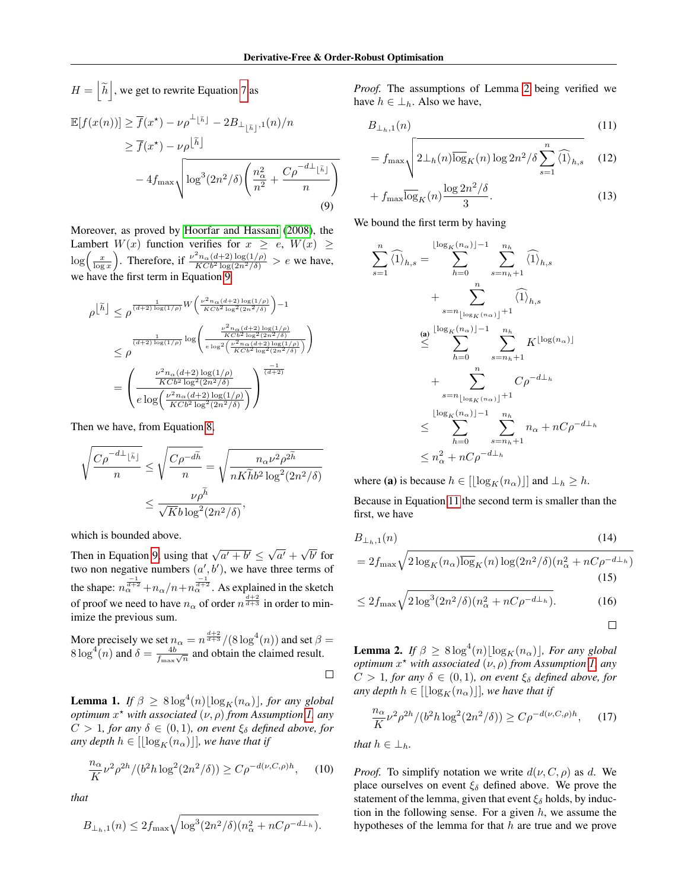$H = \left\lfloor \widetilde{h} \right\rfloor$, we get to rewrite Equation 7 as

$$
\begin{aligned}
\mathbb{E}[f(x(n))] &\geq \overline{f}(x^\star) - \nu\rho^{\perp\lfloor \widetilde{h} \rfloor} - 2B_{\perp_{\lfloor \widetilde{h} \rfloor},1}(n)/n \\
&\geq \overline{f}(x^\star) - \nu\rho^{\lfloor \widetilde{h} \rfloor} \\
&\quad - 4f_{\max}\sqrt{\log^3(2n^2/\delta)\left(\frac{n_\alpha^2}{n^2} + \frac{C\rho^{-d\perp_{\lfloor \widetilde{h} \rfloor}}}{n}\right)}
\end{aligned} \tag{9}
$$

Moreover, as proved by Hoorfar and Hassani (2008), the Lambert $W(x)$ function verifies for $x \geq e$, $W(x) \geq \log\left(\frac{x}{\log x}\right)$. Therefore, if $\frac{\nu^2 n_\alpha (d+2)\log(1/\rho)}{KCb^2\log^2(2n^2/\delta)} > e$ we have, we have the first term in Equation 9

$$
\begin{aligned}
\rho^{\lfloor \widetilde{h} \rfloor} &\leq \rho^{\frac{1}{(d+2)\log(1/\rho)} W\left(\frac{\nu^2 n_\alpha (d+2)\log(1/\rho)}{KCb^2\log^2(2n^2/\delta)}\right) - 1} \\
&\leq \rho^{\frac{1}{(d+2)\log(1/\rho)} \log\left(\frac{\frac{\nu^2 n_\alpha (d+2)\log(1/\rho)}{KCb^2\log^2(2n^2/\delta)}}{e\log^2\left(\frac{\nu^2 n_\alpha (d+2)\log(1/\rho)}{KCb^2\log^2(2n^2/\delta)}\right)}\right)} \\
&= \left(\frac{\frac{\nu^2 n_\alpha (d+2)\log(1/\rho)}{KCb^2\log^2(2n^2/\delta)}}{e\log\left(\frac{\nu^2 n_\alpha (d+2)\log(1/\rho)}{KCb^2\log^2(2n^2/\delta)}\right)}\right)^{\frac{-1}{(d+2)}}
\end{aligned}
$$

Then we have, from Equation 8,

$$
\begin{aligned}
\sqrt{\frac{C\rho^{-d\perp_{\lfloor \widetilde{h} \rfloor}}}{n}} &\leq \sqrt{\frac{C\rho^{-d\widetilde{h}}}{n}} = \sqrt{\frac{n_\alpha \nu^2 \rho^{2\widetilde{h}}}{nK\widetilde{h}b^2\log^2(2n^2/\delta)}} \\
&\leq \frac{\nu\rho^{\widetilde{h}}}{\sqrt{K}b\log^2(2n^2/\delta)},
\end{aligned}
$$

which is bounded above.

Then in Equation 9, using that $\sqrt{a'+b'} \leq \sqrt{a'} + \sqrt{b'}$ for two non negative numbers $(a', b')$, we have three terms of the shape: $n_\alpha^{\frac{-1}{d+2}} + n_\alpha/n + n_\alpha^{\frac{-1}{d+2}}$. As explained in the sketch of proof we need to have $n_\alpha$ of order $n^{\frac{d+2}{d+3}}$ in order to minimize the previous sum.

More precisely we set $n_\alpha = n^{\frac{d+2}{d+3}}/(8\log^4(n))$ and set $\beta = 8\log^4(n)$ and $\delta = \frac{4b}{f_{\max}\sqrt{n}}$ and obtain the claimed result.

□

**Lemma 1.** *If $\beta \geq 8\log^4(n)\lfloor \log_K(n_\alpha) \rfloor$, For any global optimum $x^\star$ with associated $(\nu, \rho)$ from Assumption 1, any $C > 1$, for any $\delta \in (0,1)$, on event $\xi_\delta$ defined above, for any depth $h \in [\lfloor \log_K(n_\alpha) \rfloor]$, we have that if*

$$
\frac{n_\alpha}{K}\nu^2\rho^{2h}/(b^2 h\log^2(2n^2/\delta)) \geq C\rho^{-d(\nu,C,\rho)h}, \tag{10}
$$

*that*

$$
B_{\perp_h,1}(n) \leq 2f_{\max}\sqrt{\log^3(2n^2/\delta)(n_\alpha^2 + nC\rho^{-d\perp_h})}.
$$

*Proof.* The assumptions of Lemma 2 being verified we have $h \in \perp_h$. Also we have,

$$
\begin{aligned}
&B_{\perp_h,1}(n) && (11) \\
&= f_{\max}\sqrt{2\perp_h(n)\overline{\log}_K(n)\log 2n^2/\delta \sum_{s=1}^{n} \widehat{\langle 1 \rangle}_{h,s}} && (12) \\
&+ f_{\max}\overline{\log}_K(n)\frac{\log 2n^2/\delta}{3}. && (13)
\end{aligned}
$$

We bound the first term by having

$$
\begin{aligned}
\sum_{s=1}^{n} \widehat{\langle 1 \rangle}_{h,s} &= \sum_{h=0}^{\lfloor \log_K(n_\alpha) \rfloor - 1} \sum_{s=n_h+1}^{n_h} \widehat{\langle 1 \rangle}_{h,s} \\
&\quad + \sum_{s=n_{\lfloor \log_K(n_\alpha) \rfloor}+1}^{n} \widehat{\langle 1 \rangle}_{h,s} \\
&\overset{\textbf{(a)}}{\leq} \sum_{h=0}^{\lfloor \log_K(n_\alpha) \rfloor - 1} \sum_{s=n_h+1}^{n_h} K^{\lfloor \log(n_\alpha) \rfloor} \\
&\quad + \sum_{s=n_{\lfloor \log_K(n_\alpha) \rfloor}+1}^{n} C\rho^{-d\perp_h} \\
&\leq \sum_{h=0}^{\lfloor \log_K(n_\alpha) \rfloor - 1} \sum_{s=n_h+1}^{n_h} n_\alpha + nC\rho^{-d\perp_h} \\
&\leq n_\alpha^2 + nC\rho^{-d\perp_h}
\end{aligned}
$$

where **(a)** is because $h \in [\lfloor \log_K(n_\alpha) \rfloor]$ and $\perp_h \geq h$.

Because in Equation 11 the second term is smaller than the first, we have

$$
\begin{aligned}
&B_{\perp_h,1}(n) && (14) \\
&= 2f_{\max}\sqrt{2\log_K(n_\alpha)\overline{\log}_K(n)\log(2n^2/\delta)(n_\alpha^2 + nC\rho^{-d\perp_h})} && (15) \\
&\leq 2f_{\max}\sqrt{2\log^3(2n^2/\delta)(n_\alpha^2 + nC\rho^{-d\perp_h})}. && (16)
\end{aligned}
$$

□

**Lemma 2.** *If $\beta \geq 8\log^4(n)\lfloor \log_K(n_\alpha) \rfloor$, For any global optimum $x^\star$ with associated $(\nu, \rho)$ from Assumption 1, any $C > 1$, for any $\delta \in (0,1)$, on event $\xi_\delta$ defined above, for any depth $h \in [\lfloor \log_K(n_\alpha) \rfloor]$, we have that if*

$$
\frac{n_\alpha}{K}\nu^2\rho^{2h}/(b^2 h\log^2(2n^2/\delta)) \geq C\rho^{-d(\nu,C,\rho)h}, \tag{17}
$$

*that $h \in \perp_h$.*

*Proof.* To simplify notation we write $d(\nu, C, \rho)$ as $d$. We place ourselves on event $\xi_\delta$ defined above. We prove the statement of the lemma, given that event $\xi_\delta$ holds, by induction in the following sense. For a given $h$, we assume the hypotheses of the lemma for that $h$ are true and we prove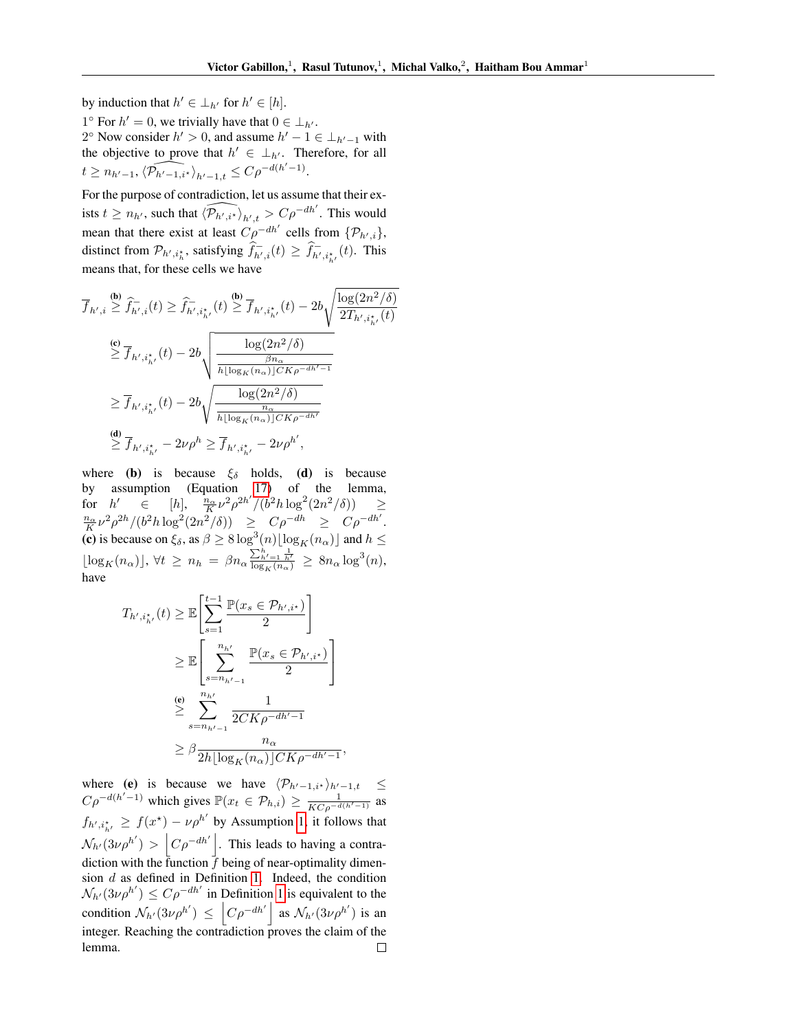by induction that $h' \in \perp_{h'}$ for $h' \in [h]$.

1° For $h' = 0$, we trivially have that $0 \in \perp_{h'}$.

2° Now consider $h' > 0$, and assume $h' - 1 \in \perp_{h'-1}$ with the objective to prove that $h' \in \perp_{h'}$. Therefore, for all $t \geq n_{h'-1}$, $\langle \widehat{\mathcal{P}_{h'-1,i^\star}} \rangle_{h'-1,t} \leq C\rho^{-d(h'-1)}$.

For the purpose of contradiction, let us assume that their exists $t \geq n_{h'}$, such that $\langle \widehat{\mathcal{P}_{h',i^\star}} \rangle_{h',t} > C\rho^{-dh'}$. This would mean that there exist at least $C\rho^{-dh'}$ cells from $\{\mathcal{P}_{h',i}\}$, distinct from $\mathcal{P}_{h',i^\star_h}$, satisfying $\widehat{f}^-_{h',i}(t) \geq \widehat{f}^-_{h',i^\star_{h'}}(t)$. This means that, for these cells we have

$$
\begin{aligned}
\overline{f}_{h',i} &\overset{\textbf{(b)}}{\geq} \widehat{f}^-_{h',i}(t) \geq \widehat{f}^-_{h',i^\star_{h'}}(t) \overset{\textbf{(b)}}{\geq} \overline{f}_{h',i^\star_{h'}}(t) - 2b\sqrt{\frac{\log(2n^2/\delta)}{2T_{h',i^\star_{h'}}(t)}} \\
&\overset{\textbf{(c)}}{\geq} \overline{f}_{h',i^\star_{h'}}(t) - 2b\sqrt{\frac{\log(2n^2/\delta)}{\frac{\beta n_\alpha}{h\lfloor \log_K(n_\alpha)\rfloor CK\rho^{-dh'-1}}}} \\
&\geq \overline{f}_{h',i^\star_{h'}}(t) - 2b\sqrt{\frac{\log(2n^2/\delta)}{\frac{n_\alpha}{h\lfloor \log_K(n_\alpha)\rfloor CK\rho^{-dh'}}}} \\
&\overset{\textbf{(d)}}{\geq} \overline{f}_{h',i^\star_{h'}} - 2\nu\rho^{h} \geq \overline{f}_{h',i^\star_{h'}} - 2\nu\rho^{h'},
\end{aligned}
$$

where **(b)** is because $\xi_\delta$ holds, **(d)** is because by assumption (Equation 17) of the lemma, for $h' \in [h]$, $\frac{n_\alpha}{K}\nu^2\rho^{2h'}/(b^2 h \log^2(2n^2/\delta)) \geq \frac{n_\alpha}{K}\nu^2\rho^{2h}/(b^2 h \log^2(2n^2/\delta)) \geq C\rho^{-dh} \geq C\rho^{-dh'}$. **(c)** is because on $\xi_\delta$, as $\beta \geq 8\log^3(n)\lfloor \log_K(n_\alpha)\rfloor$ and $h \leq \lfloor \log_K(n_\alpha)\rfloor$, $\forall t \geq n_h = \beta n_\alpha \frac{\sum_{h'=1}^{h} \frac{1}{h'}}{\log_K(n_\alpha)} \geq 8n_\alpha \log^3(n)$, have

$$
\begin{aligned}
T_{h',i^\star_{h'}}(t) &\geq \mathbb{E}\left[\sum_{s=1}^{t-1} \frac{\mathbb{P}(x_s \in \mathcal{P}_{h',i^\star})}{2}\right] \\
&\geq \mathbb{E}\left[\sum_{s=n_{h'-1}}^{n_{h'}} \frac{\mathbb{P}(x_s \in \mathcal{P}_{h',i^\star})}{2}\right] \\
&\overset{\textbf{(e)}}{\geq} \sum_{s=n_{h'-1}}^{n_{h'}} \frac{1}{2CK\rho^{-dh'-1}} \\
&\geq \beta \frac{n_\alpha}{2h\lfloor \log_K(n_\alpha)\rfloor CK\rho^{-dh'-1}},
\end{aligned}
$$

where **(e)** is because we have $\langle \mathcal{P}_{h'-1,i^\star} \rangle_{h'-1,t} \leq C\rho^{-d(h'-1)}$ which gives $\mathbb{P}(x_t \in \mathcal{P}_{h,i}) \geq \frac{1}{KC\rho^{-d(h'-1)}}$ as $f_{h',i^\star_{h'}} \geq f(x^\star) - \nu\rho^{h'}$ by Assumption 1, it follows that $\mathcal{N}_{h'}(3\nu\rho^{h'}) > \left\lfloor C\rho^{-dh'} \right\rfloor$. This leads to having a contradiction with the function $f$ being of near-optimality dimension $d$ as defined in Definition 1. Indeed, the condition $\mathcal{N}_{h'}(3\nu\rho^{h'}) \leq C\rho^{-dh'}$ in Definition 1 is equivalent to the condition $\mathcal{N}_{h'}(3\nu\rho^{h'}) \leq \left\lfloor C\rho^{-dh'} \right\rfloor$ as $\mathcal{N}_{h'}(3\nu\rho^{h'})$ is an integer. Reaching the contradiction proves the claim of the lemma. □